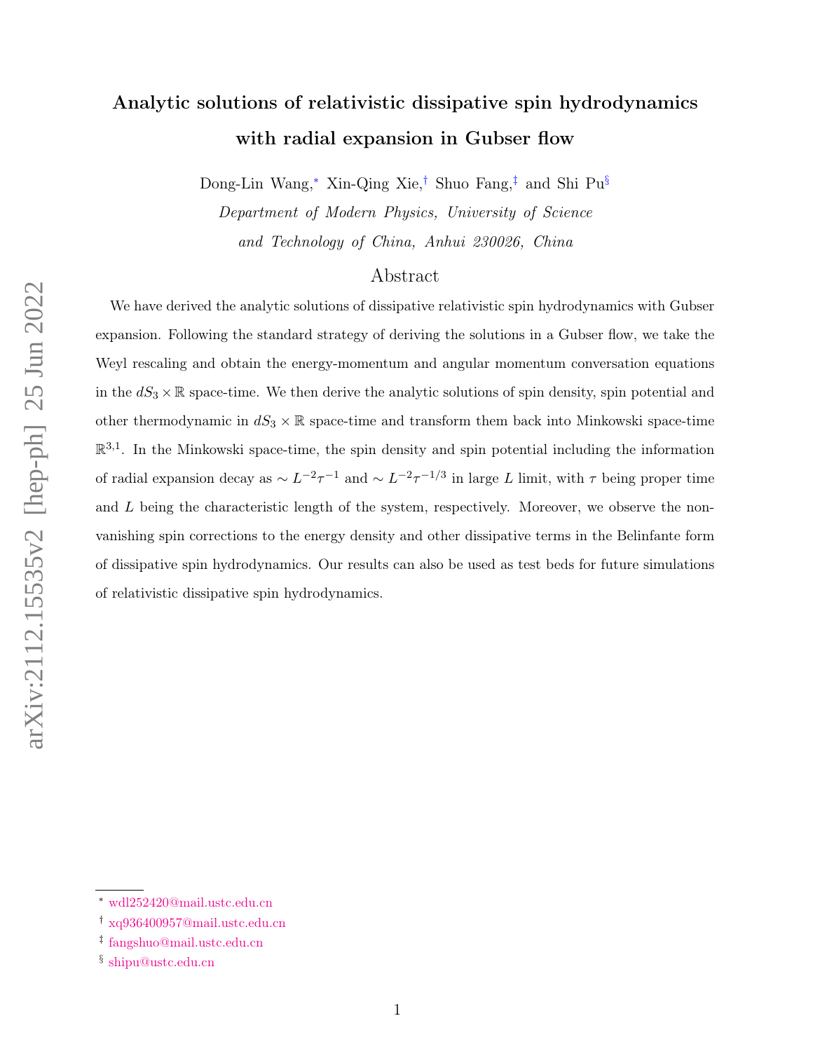# Analytic solutions of relativistic dissipative spin hydrodynamics with radial expansion in Gubser flow

Dong-Lin Wang,[*] Xin-Qing Xie,[†] Shuo Fang,[‡] and Shi Pu[§]

*Department of Modern Physics, University of Science and Technology of China, Anhui 230026, China*

## Abstract

We have derived the analytic solutions of dissipative relativistic spin hydrodynamics with Gubser expansion. Following the standard strategy of deriving the solutions in a Gubser flow, we take the Weyl rescaling and obtain the energy-momentum and angular momentum conversation equations in the $dS_3 \times \mathbb{R}$ space-time. We then derive the analytic solutions of spin density, spin potential and other thermodynamic in $dS_3 \times \mathbb{R}$ space-time and transform them back into Minkowski space-time $\mathbb{R}^{3,1}$. In the Minkowski space-time, the spin density and spin potential including the information of radial expansion decay as $\sim L^{-2}\tau^{-1}$ and $\sim L^{-2}\tau^{-1/3}$ in large $L$ limit, with $\tau$ being proper time and $L$ being the characteristic length of the system, respectively. Moreover, we observe the non-vanishing spin corrections to the energy density and other dissipative terms in the Belinfante form of dissipative spin hydrodynamics. Our results can also be used as test beds for future simulations of relativistic dissipative spin hydrodynamics.

---

[*] wdl252420@mail.ustc.edu.cn

[†] xq936400957@mail.ustc.edu.cn

[‡] fangshuo@mail.ustc.edu.cn

[§] shipu@ustc.edu.cn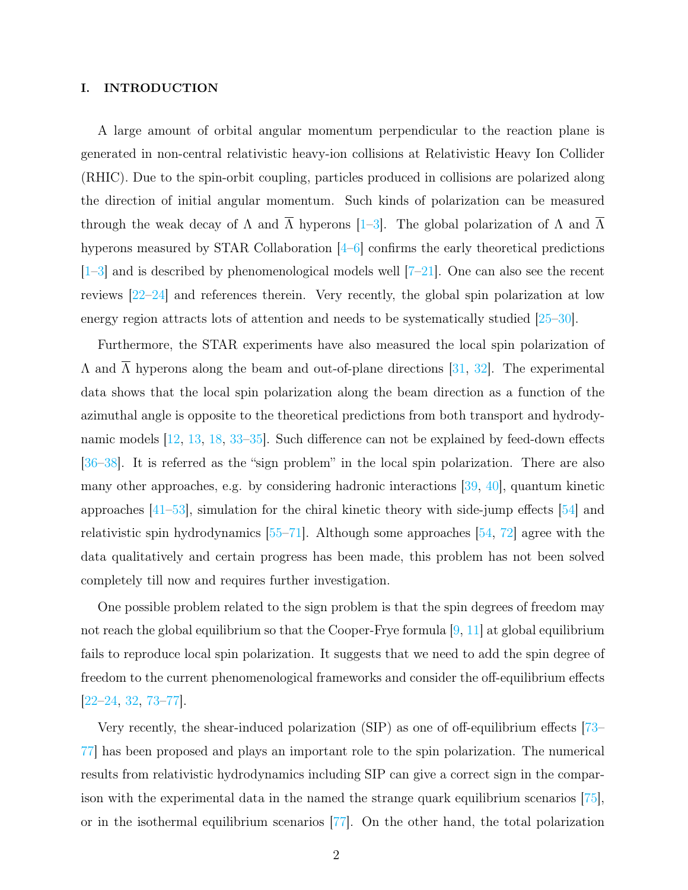## I. INTRODUCTION

A large amount of orbital angular momentum perpendicular to the reaction plane is generated in non-central relativistic heavy-ion collisions at Relativistic Heavy Ion Collider (RHIC). Due to the spin-orbit coupling, particles produced in collisions are polarized along the direction of initial angular momentum. Such kinds of polarization can be measured through the weak decay of $\Lambda$ and $\overline{\Lambda}$ hyperons [1–3]. The global polarization of $\Lambda$ and $\overline{\Lambda}$ hyperons measured by STAR Collaboration [4–6] confirms the early theoretical predictions [1–3] and is described by phenomenological models well [7–21]. One can also see the recent reviews [22–24] and references therein. Very recently, the global spin polarization at low energy region attracts lots of attention and needs to be systematically studied [25–30].

Furthermore, the STAR experiments have also measured the local spin polarization of $\Lambda$ and $\overline{\Lambda}$ hyperons along the beam and out-of-plane directions [31, 32]. The experimental data shows that the local spin polarization along the beam direction as a function of the azimuthal angle is opposite to the theoretical predictions from both transport and hydrodynamic models [12, 13, 18, 33–35]. Such difference can not be explained by feed-down effects [36–38]. It is referred as the "sign problem" in the local spin polarization. There are also many other approaches, e.g. by considering hadronic interactions [39, 40], quantum kinetic approaches [41–53], simulation for the chiral kinetic theory with side-jump effects [54] and relativistic spin hydrodynamics [55–71]. Although some approaches [54, 72] agree with the data qualitatively and certain progress has been made, this problem has not been solved completely till now and requires further investigation.

One possible problem related to the sign problem is that the spin degrees of freedom may not reach the global equilibrium so that the Cooper-Frye formula [9, 11] at global equilibrium fails to reproduce local spin polarization. It suggests that we need to add the spin degree of freedom to the current phenomenological frameworks and consider the off-equilibrium effects [22–24, 32, 73–77].

Very recently, the shear-induced polarization (SIP) as one of off-equilibrium effects [73–77] has been proposed and plays an important role to the spin polarization. The numerical results from relativistic hydrodynamics including SIP can give a correct sign in the comparison with the experimental data in the named the strange quark equilibrium scenarios [75], or in the isothermal equilibrium scenarios [77]. On the other hand, the total polarization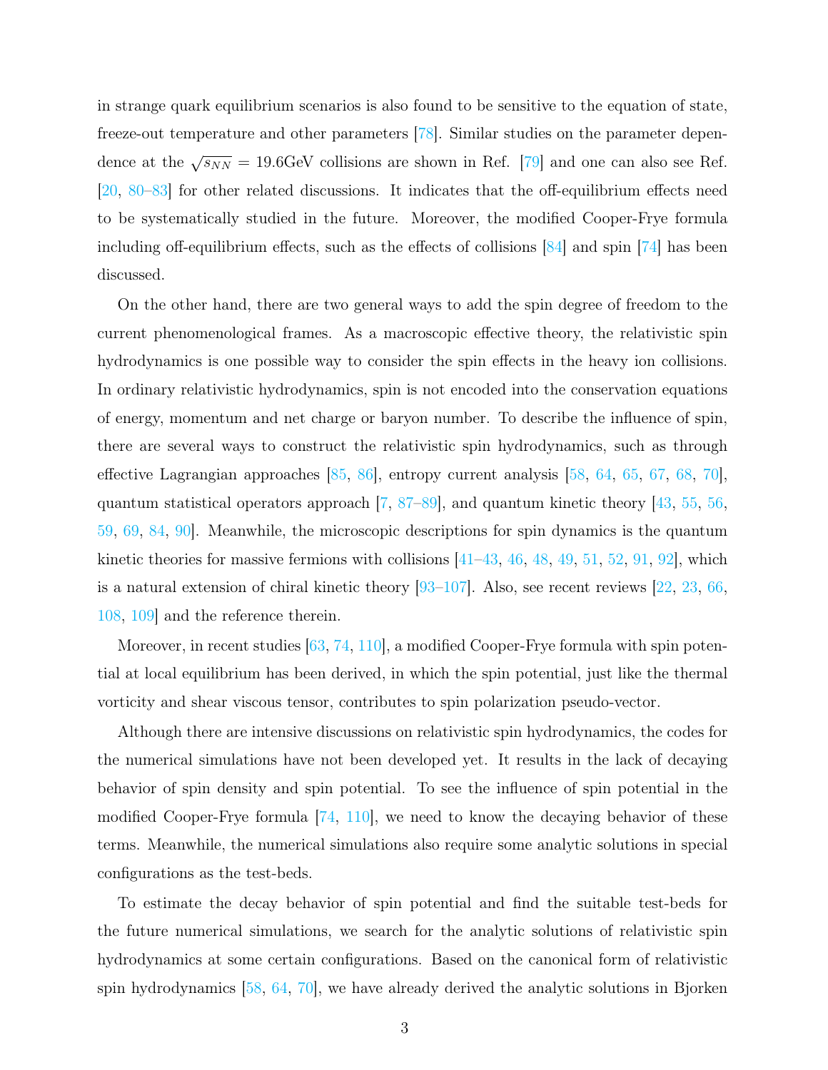in strange quark equilibrium scenarios is also found to be sensitive to the equation of state, freeze-out temperature and other parameters [78]. Similar studies on the parameter dependence at the $\sqrt{s_{NN}} = 19.6$GeV collisions are shown in Ref. [79] and one can also see Ref. [20, 80–83] for other related discussions. It indicates that the off-equilibrium effects need to be systematically studied in the future. Moreover, the modified Cooper-Frye formula including off-equilibrium effects, such as the effects of collisions [84] and spin [74] has been discussed.

On the other hand, there are two general ways to add the spin degree of freedom to the current phenomenological frames. As a macroscopic effective theory, the relativistic spin hydrodynamics is one possible way to consider the spin effects in the heavy ion collisions. In ordinary relativistic hydrodynamics, spin is not encoded into the conservation equations of energy, momentum and net charge or baryon number. To describe the influence of spin, there are several ways to construct the relativistic spin hydrodynamics, such as through effective Lagrangian approaches [85, 86], entropy current analysis [58, 64, 65, 67, 68, 70], quantum statistical operators approach [7, 87–89], and quantum kinetic theory [43, 55, 56, 59, 69, 84, 90]. Meanwhile, the microscopic descriptions for spin dynamics is the quantum kinetic theories for massive fermions with collisions [41–43, 46, 48, 49, 51, 52, 91, 92], which is a natural extension of chiral kinetic theory [93–107]. Also, see recent reviews [22, 23, 66, 108, 109] and the reference therein.

Moreover, in recent studies [63, 74, 110], a modified Cooper-Frye formula with spin potential at local equilibrium has been derived, in which the spin potential, just like the thermal vorticity and shear viscous tensor, contributes to spin polarization pseudo-vector.

Although there are intensive discussions on relativistic spin hydrodynamics, the codes for the numerical simulations have not been developed yet. It results in the lack of decaying behavior of spin density and spin potential. To see the influence of spin potential in the modified Cooper-Frye formula [74, 110], we need to know the decaying behavior of these terms. Meanwhile, the numerical simulations also require some analytic solutions in special configurations as the test-beds.

To estimate the decay behavior of spin potential and find the suitable test-beds for the future numerical simulations, we search for the analytic solutions of relativistic spin hydrodynamics at some certain configurations. Based on the canonical form of relativistic spin hydrodynamics [58, 64, 70], we have already derived the analytic solutions in Bjorken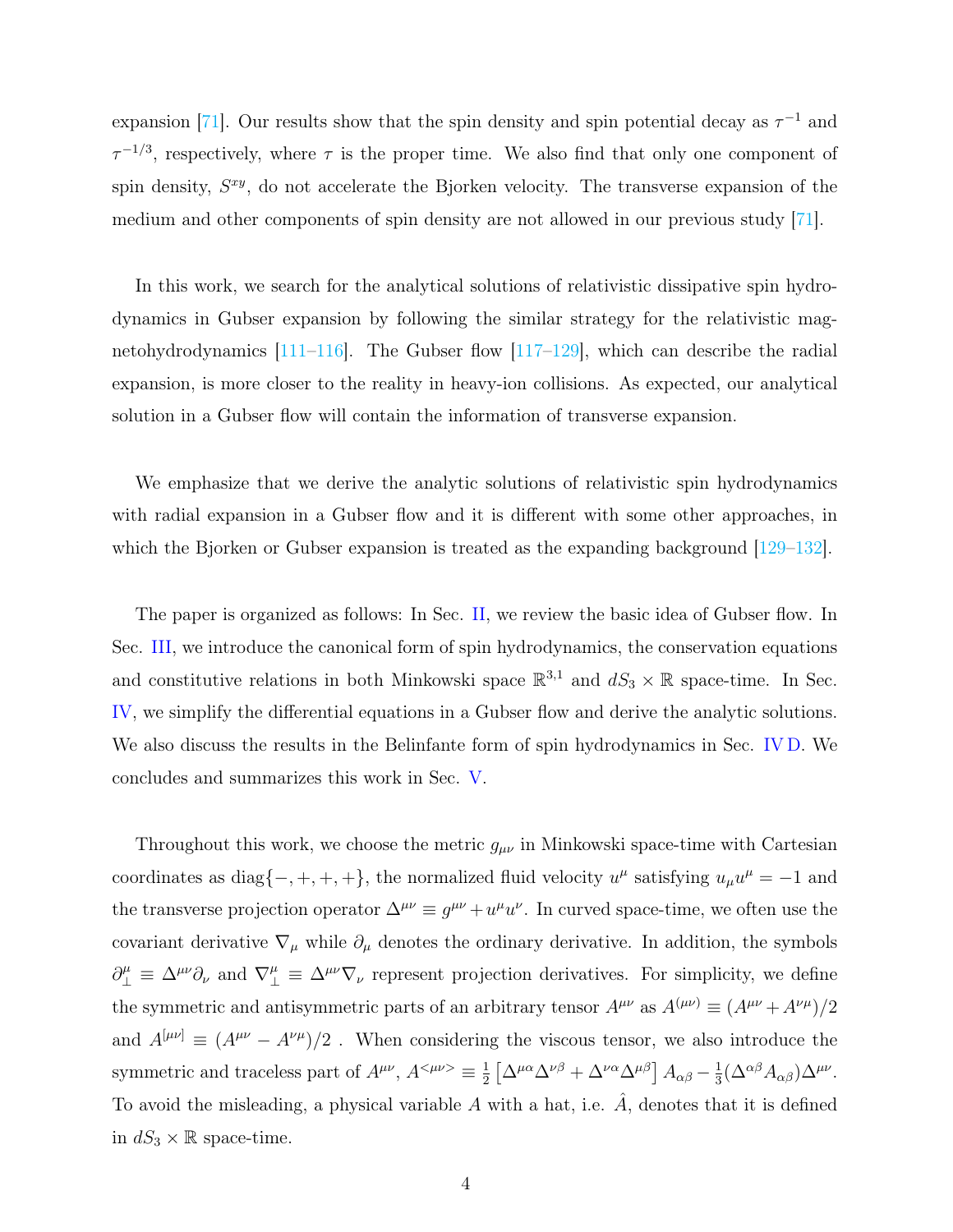expansion [71]. Our results show that the spin density and spin potential decay as $\tau^{-1}$ and $\tau^{-1/3}$, respectively, where $\tau$ is the proper time. We also find that only one component of spin density, $S^{xy}$, do not accelerate the Bjorken velocity. The transverse expansion of the medium and other components of spin density are not allowed in our previous study [71].

In this work, we search for the analytical solutions of relativistic dissipative spin hydrodynamics in Gubser expansion by following the similar strategy for the relativistic magnetohydrodynamics [111–116]. The Gubser flow [117–129], which can describe the radial expansion, is more closer to the reality in heavy-ion collisions. As expected, our analytical solution in a Gubser flow will contain the information of transverse expansion.

We emphasize that we derive the analytic solutions of relativistic spin hydrodynamics with radial expansion in a Gubser flow and it is different with some other approaches, in which the Bjorken or Gubser expansion is treated as the expanding background [129–132].

The paper is organized as follows: In Sec. II, we review the basic idea of Gubser flow. In Sec. III, we introduce the canonical form of spin hydrodynamics, the conservation equations and constitutive relations in both Minkowski space $\mathbb{R}^{3,1}$ and $dS_3 \times \mathbb{R}$ space-time. In Sec. IV, we simplify the differential equations in a Gubser flow and derive the analytic solutions. We also discuss the results in the Belinfante form of spin hydrodynamics in Sec. IV D. We concludes and summarizes this work in Sec. V.

Throughout this work, we choose the metric $g_{\mu\nu}$ in Minkowski space-time with Cartesian coordinates as $\mathrm{diag}\{-,+,+,+\}$, the normalized fluid velocity $u^\mu$ satisfying $u_\mu u^\mu = -1$ and the transverse projection operator $\Delta^{\mu\nu} \equiv g^{\mu\nu} + u^\mu u^\nu$. In curved space-time, we often use the covariant derivative $\nabla_\mu$ while $\partial_\mu$ denotes the ordinary derivative. In addition, the symbols $\partial_\perp^\mu \equiv \Delta^{\mu\nu}\partial_\nu$ and $\nabla_\perp^\mu \equiv \Delta^{\mu\nu}\nabla_\nu$ represent projection derivatives. For simplicity, we define the symmetric and antisymmetric parts of an arbitrary tensor $A^{\mu\nu}$ as $A^{(\mu\nu)} \equiv (A^{\mu\nu} + A^{\nu\mu})/2$ and $A^{[\mu\nu]} \equiv (A^{\mu\nu} - A^{\nu\mu})/2$ . When considering the viscous tensor, we also introduce the symmetric and traceless part of $A^{\mu\nu}$, $A^{<\mu\nu>} \equiv \frac{1}{2}\left[\Delta^{\mu\alpha}\Delta^{\nu\beta} + \Delta^{\nu\alpha}\Delta^{\mu\beta}\right] A_{\alpha\beta} - \frac{1}{3}(\Delta^{\alpha\beta}A_{\alpha\beta})\Delta^{\mu\nu}$. To avoid the misleading, a physical variable $A$ with a hat, i.e. $\hat{A}$, denotes that it is defined in $dS_3 \times \mathbb{R}$ space-time.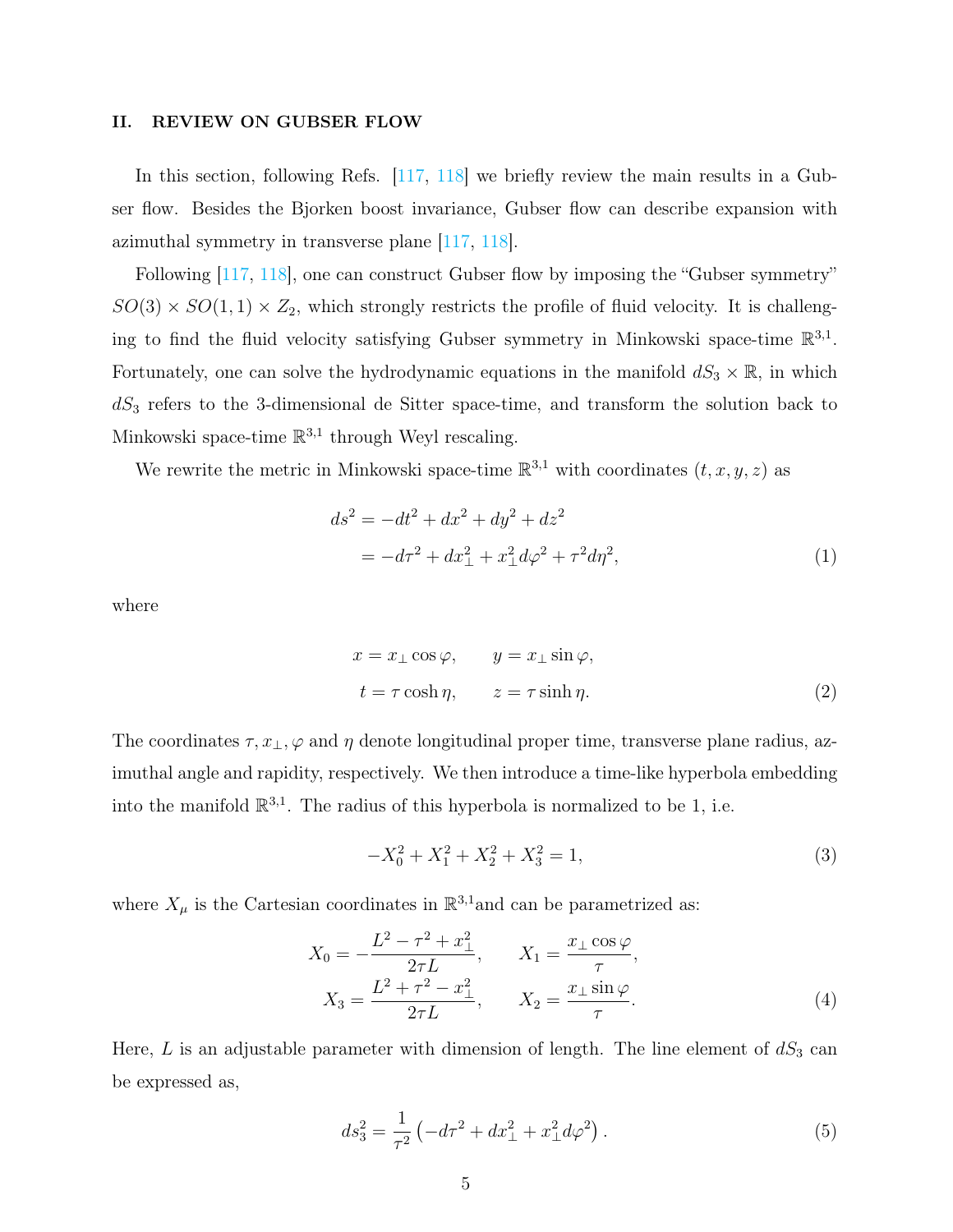## II. REVIEW ON GUBSER FLOW

In this section, following Refs. [117, 118] we briefly review the main results in a Gubser flow. Besides the Bjorken boost invariance, Gubser flow can describe expansion with azimuthal symmetry in transverse plane [117, 118].

Following [117, 118], one can construct Gubser flow by imposing the "Gubser symmetry" $SO(3) \times SO(1,1) \times Z_2$, which strongly restricts the profile of fluid velocity. It is challenging to find the fluid velocity satisfying Gubser symmetry in Minkowski space-time $\mathbb{R}^{3,1}$. Fortunately, one can solve the hydrodynamic equations in the manifold $dS_3 \times \mathbb{R}$, in which $dS_3$ refers to the 3-dimensional de Sitter space-time, and transform the solution back to Minkowski space-time $\mathbb{R}^{3,1}$ through Weyl rescaling.

We rewrite the metric in Minkowski space-time $\mathbb{R}^{3,1}$ with coordinates $(t, x, y, z)$ as

$$
\begin{aligned}
ds^2 &= -dt^2 + dx^2 + dy^2 + dz^2 \\
&= -d\tau^2 + dx_\perp^2 + x_\perp^2 d\varphi^2 + \tau^2 d\eta^2,
\end{aligned} \tag{1}
$$

where

$$
\begin{aligned}
x &= x_\perp \cos\varphi, \qquad y = x_\perp \sin\varphi, \\
t &= \tau \cosh\eta, \qquad z = \tau \sinh\eta.
\end{aligned} \tag{2}
$$

The coordinates $\tau, x_\perp, \varphi$ and $\eta$ denote longitudinal proper time, transverse plane radius, azimuthal angle and rapidity, respectively. We then introduce a time-like hyperbola embedding into the manifold $\mathbb{R}^{3,1}$. The radius of this hyperbola is normalized to be 1, i.e.

$$
-X_0^2 + X_1^2 + X_2^2 + X_3^2 = 1, \tag{3}
$$

where $X_\mu$ is the Cartesian coordinates in $\mathbb{R}^{3,1}$and can be parametrized as:

$$
\begin{aligned}
X_0 &= -\frac{L^2 - \tau^2 + x_\perp^2}{2\tau L}, \qquad X_1 = \frac{x_\perp \cos\varphi}{\tau}, \\
X_3 &= \frac{L^2 + \tau^2 - x_\perp^2}{2\tau L}, \qquad X_2 = \frac{x_\perp \sin\varphi}{\tau}.
\end{aligned} \tag{4}
$$

Here, $L$ is an adjustable parameter with dimension of length. The line element of $dS_3$ can be expressed as,

$$
ds_3^2 = \frac{1}{\tau^2}\left(-d\tau^2 + dx_\perp^2 + x_\perp^2 d\varphi^2\right). \tag{5}
$$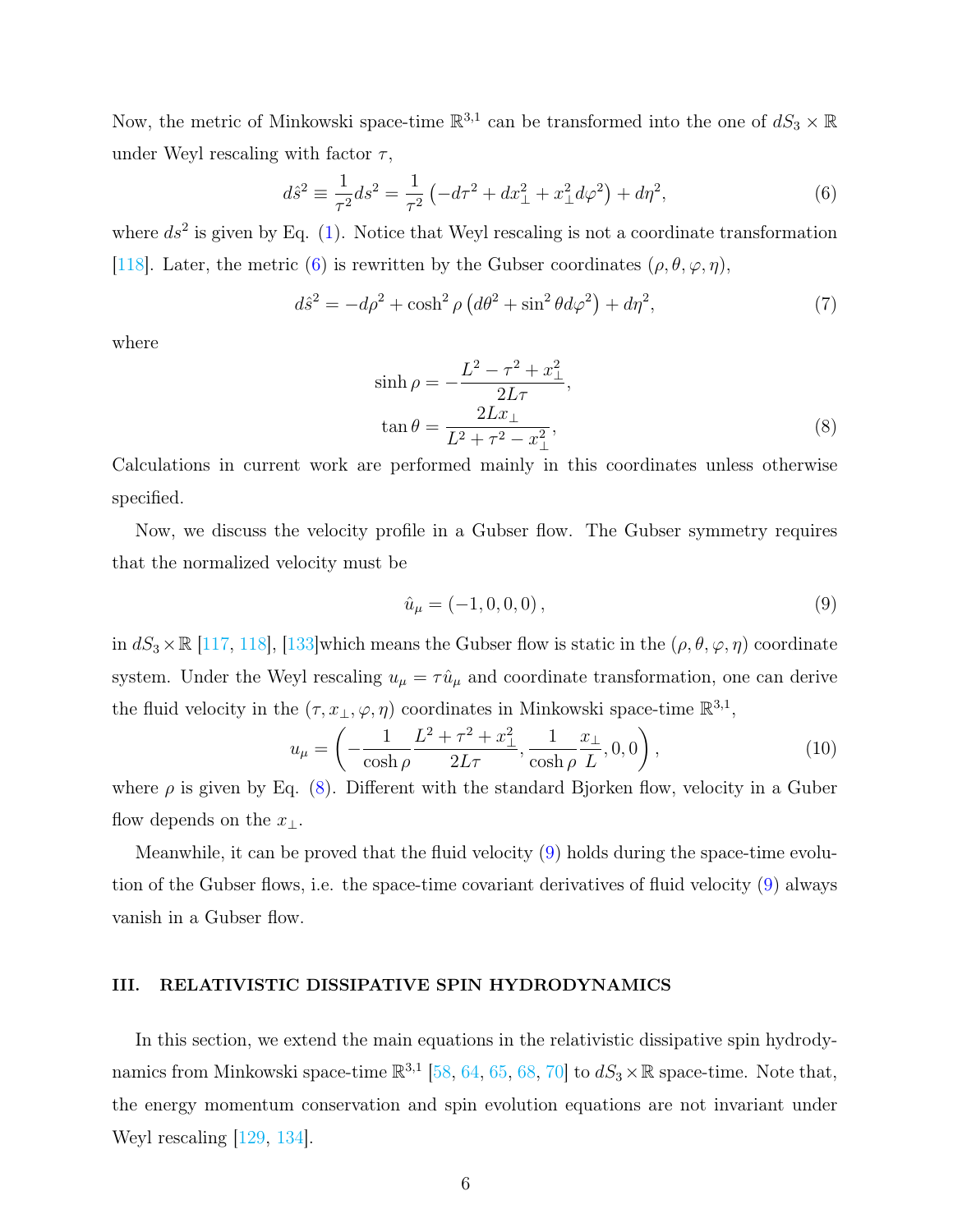Now, the metric of Minkowski space-time $\mathbb{R}^{3,1}$ can be transformed into the one of $dS_3 \times \mathbb{R}$ under Weyl rescaling with factor $\tau$,

$$d\hat{s}^2 \equiv \frac{1}{\tau^2} ds^2 = \frac{1}{\tau^2}\left(-d\tau^2 + dx_\perp^2 + x_\perp^2 d\varphi^2\right) + d\eta^2, \tag{6}$$

where $ds^2$ is given by Eq. (1). Notice that Weyl rescaling is not a coordinate transformation [118]. Later, the metric (6) is rewritten by the Gubser coordinates $(\rho, \theta, \varphi, \eta)$,

$$d\hat{s}^2 = -d\rho^2 + \cosh^2\rho\left(d\theta^2 + \sin^2\theta d\varphi^2\right) + d\eta^2, \tag{7}$$

where

$$\begin{aligned}
\sinh\rho &= -\frac{L^2 - \tau^2 + x_\perp^2}{2L\tau}, \\
\tan\theta &= \frac{2Lx_\perp}{L^2 + \tau^2 - x_\perp^2},
\end{aligned} \tag{8}$$

Calculations in current work are performed mainly in this coordinates unless otherwise specified.

Now, we discuss the velocity profile in a Gubser flow. The Gubser symmetry requires that the normalized velocity must be

$$\hat{u}_\mu = (-1, 0, 0, 0), \tag{9}$$

in $dS_3 \times \mathbb{R}$ [117, 118], [133]which means the Gubser flow is static in the $(\rho, \theta, \varphi, \eta)$ coordinate system. Under the Weyl rescaling $u_\mu = \tau \hat{u}_\mu$ and coordinate transformation, one can derive the fluid velocity in the $(\tau, x_\perp, \varphi, \eta)$ coordinates in Minkowski space-time $\mathbb{R}^{3,1}$,

$$u_\mu = \left(-\frac{1}{\cosh\rho}\frac{L^2 + \tau^2 + x_\perp^2}{2L\tau}, \frac{1}{\cosh\rho}\frac{x_\perp}{L}, 0, 0\right), \tag{10}$$

where $\rho$ is given by Eq. (8). Different with the standard Bjorken flow, velocity in a Guber flow depends on the $x_\perp$.

Meanwhile, it can be proved that the fluid velocity (9) holds during the space-time evolution of the Gubser flows, i.e. the space-time covariant derivatives of fluid velocity (9) always vanish in a Gubser flow.

## III. RELATIVISTIC DISSIPATIVE SPIN HYDRODYNAMICS

In this section, we extend the main equations in the relativistic dissipative spin hydrodynamics from Minkowski space-time $\mathbb{R}^{3,1}$ [58, 64, 65, 68, 70] to $dS_3 \times \mathbb{R}$ space-time. Note that, the energy momentum conservation and spin evolution equations are not invariant under Weyl rescaling [129, 134].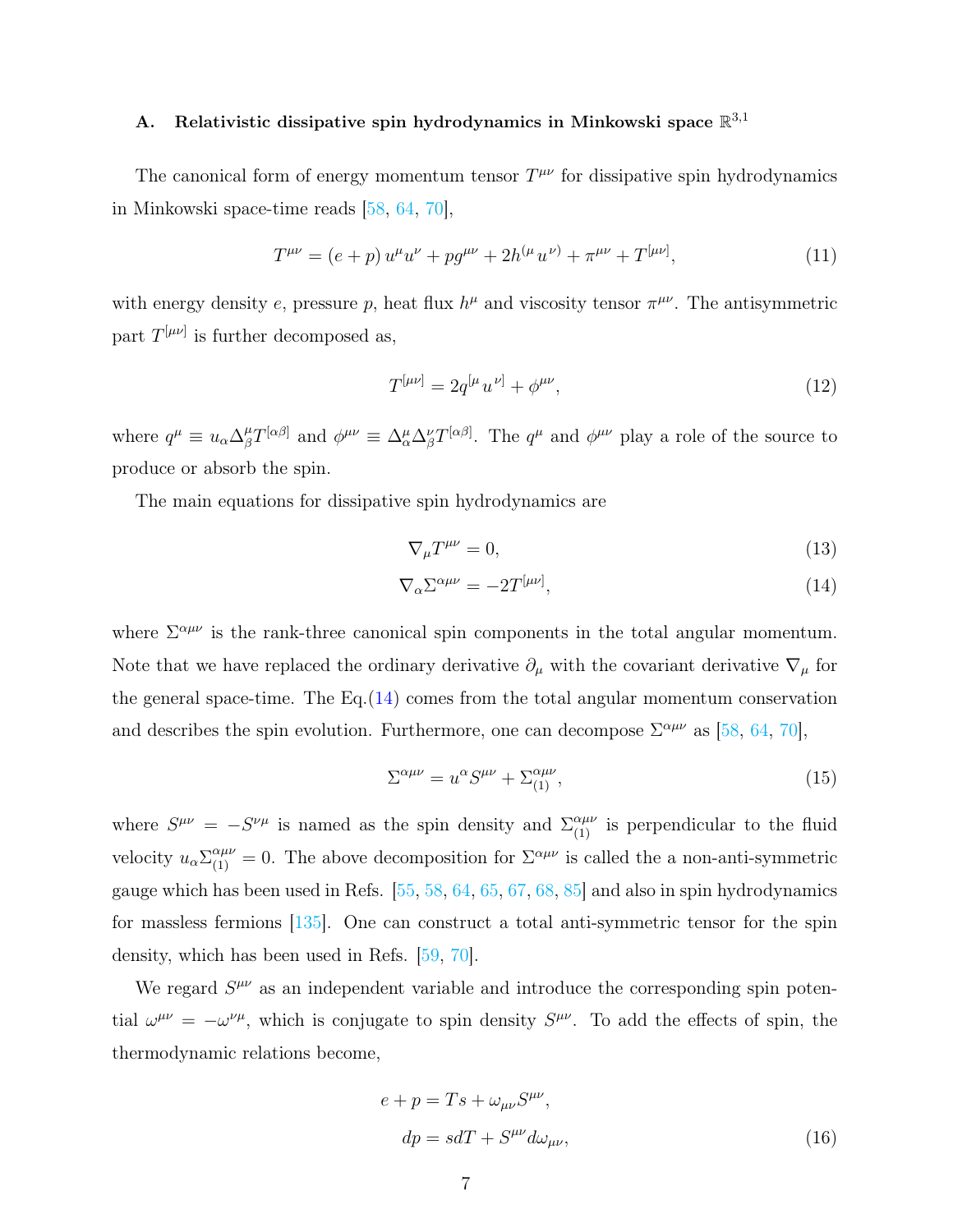### A. Relativistic dissipative spin hydrodynamics in Minkowski space $\mathbb{R}^{3,1}$

The canonical form of energy momentum tensor $T^{\mu\nu}$ for dissipative spin hydrodynamics in Minkowski space-time reads [58, 64, 70],

$$T^{\mu\nu} = (e+p)\, u^{\mu}u^{\nu} + pg^{\mu\nu} + 2h^{(\mu}u^{\nu)} + \pi^{\mu\nu} + T^{[\mu\nu]}, \tag{11}$$

with energy density $e$, pressure $p$, heat flux $h^{\mu}$ and viscosity tensor $\pi^{\mu\nu}$. The antisymmetric part $T^{[\mu\nu]}$ is further decomposed as,

$$T^{[\mu\nu]} = 2q^{[\mu}u^{\nu]} + \phi^{\mu\nu}, \tag{12}$$

where $q^{\mu} \equiv u_{\alpha}\Delta^{\mu}_{\beta}T^{[\alpha\beta]}$ and $\phi^{\mu\nu} \equiv \Delta^{\mu}_{\alpha}\Delta^{\nu}_{\beta}T^{[\alpha\beta]}$. The $q^{\mu}$ and $\phi^{\mu\nu}$ play a role of the source to produce or absorb the spin.

The main equations for dissipative spin hydrodynamics are

$$\nabla_{\mu}T^{\mu\nu} = 0, \tag{13}$$

$$\nabla_{\alpha}\Sigma^{\alpha\mu\nu} = -2T^{[\mu\nu]}, \tag{14}$$

where $\Sigma^{\alpha\mu\nu}$ is the rank-three canonical spin components in the total angular momentum. Note that we have replaced the ordinary derivative $\partial_{\mu}$ with the covariant derivative $\nabla_{\mu}$ for the general space-time. The Eq.(14) comes from the total angular momentum conservation and describes the spin evolution. Furthermore, one can decompose $\Sigma^{\alpha\mu\nu}$ as [58, 64, 70],

$$\Sigma^{\alpha\mu\nu} = u^{\alpha}S^{\mu\nu} + \Sigma^{\alpha\mu\nu}_{(1)}, \tag{15}$$

where $S^{\mu\nu} = -S^{\nu\mu}$ is named as the spin density and $\Sigma^{\alpha\mu\nu}_{(1)}$ is perpendicular to the fluid velocity $u_{\alpha}\Sigma^{\alpha\mu\nu}_{(1)} = 0$. The above decomposition for $\Sigma^{\alpha\mu\nu}$ is called the a non-anti-symmetric gauge which has been used in Refs. [55, 58, 64, 65, 67, 68, 85] and also in spin hydrodynamics for massless fermions [135]. One can construct a total anti-symmetric tensor for the spin density, which has been used in Refs. [59, 70].

We regard $S^{\mu\nu}$ as an independent variable and introduce the corresponding spin potential $\omega^{\mu\nu} = -\omega^{\nu\mu}$, which is conjugate to spin density $S^{\mu\nu}$. To add the effects of spin, the thermodynamic relations become,

$$\begin{aligned} e+p &= Ts + \omega_{\mu\nu}S^{\mu\nu}, \\ dp &= sdT + S^{\mu\nu}d\omega_{\mu\nu}, \end{aligned} \tag{16}$$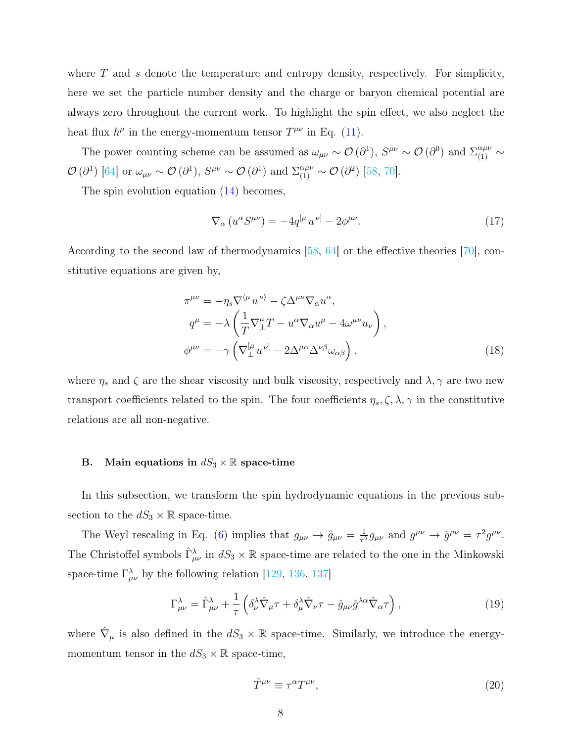where $T$ and $s$ denote the temperature and entropy density, respectively. For simplicity, here we set the particle number density and the charge or baryon chemical potential are always zero throughout the current work. To highlight the spin effect, we also neglect the heat flux $h^\mu$ in the energy-momentum tensor $T^{\mu\nu}$ in Eq. (11).

The power counting scheme can be assumed as $\omega_{\mu\nu} \sim \mathcal{O}(\partial^1)$, $S^{\mu\nu} \sim \mathcal{O}(\partial^0)$ and $\Sigma_{(1)}^{\alpha\mu\nu} \sim \mathcal{O}(\partial^1)$ [64] or $\omega_{\mu\nu} \sim \mathcal{O}(\partial^1)$, $S^{\mu\nu} \sim \mathcal{O}(\partial^1)$ and $\Sigma_{(1)}^{\alpha\mu\nu} \sim \mathcal{O}(\partial^2)$ [58, 70].

The spin evolution equation (14) becomes,

$$\nabla_\alpha \left( u^\alpha S^{\mu\nu} \right) = -4q^{[\mu} u^{\nu]} - 2\phi^{\mu\nu}. \tag{17}$$

According to the second law of thermodynamics [58, 64] or the effective theories [70], constitutive equations are given by,

$$\begin{aligned}
\pi^{\mu\nu} &= -\eta_s \nabla^{\langle\mu} u^{\nu\rangle} - \zeta \Delta^{\mu\nu} \nabla_\alpha u^\alpha, \\
q^\mu &= -\lambda \left( \frac{1}{T} \nabla_\perp^\mu T - u^\alpha \nabla_\alpha u^\mu - 4\omega^{\mu\nu} u_\nu \right), \\
\phi^{\mu\nu} &= -\gamma \left( \nabla_\perp^{[\mu} u^{\nu]} - 2\Delta^{\mu\alpha} \Delta^{\nu\beta} \omega_{\alpha\beta} \right).
\end{aligned} \tag{18}$$

where $\eta_s$ and $\zeta$ are the shear viscosity and bulk viscosity, respectively and $\lambda, \gamma$ are two new transport coefficients related to the spin. The four coefficients $\eta_s, \zeta, \lambda, \gamma$ in the constitutive relations are all non-negative.

### B. Main equations in $dS_3 \times \mathbb{R}$ space-time

In this subsection, we transform the spin hydrodynamic equations in the previous subsection to the $dS_3 \times \mathbb{R}$ space-time.

The Weyl rescaling in Eq. (6) implies that $g_{\mu\nu} \to \hat{g}_{\mu\nu} = \frac{1}{\tau^2} g_{\mu\nu}$ and $g^{\mu\nu} \to \hat{g}^{\mu\nu} = \tau^2 g^{\mu\nu}$. The Christoffel symbols $\hat{\Gamma}^\lambda_{\mu\nu}$ in $dS_3 \times \mathbb{R}$ space-time are related to the one in the Minkowski space-time $\Gamma^\lambda_{\mu\nu}$ by the following relation [129, 136, 137]

$$\Gamma^\lambda_{\mu\nu} = \hat{\Gamma}^\lambda_{\mu\nu} + \frac{1}{\tau} \left( \delta^\lambda_\nu \hat{\nabla}_\mu \tau + \delta^\lambda_\mu \hat{\nabla}_\nu \tau - \hat{g}_{\mu\nu} \hat{g}^{\lambda\alpha} \hat{\nabla}_\alpha \tau \right), \tag{19}$$

where $\hat{\nabla}_\mu$ is also defined in the $dS_3 \times \mathbb{R}$ space-time. Similarly, we introduce the energy-momentum tensor in the $dS_3 \times \mathbb{R}$ space-time,

$$\hat{T}^{\mu\nu} \equiv \tau^\alpha T^{\mu\nu}, \tag{20}$$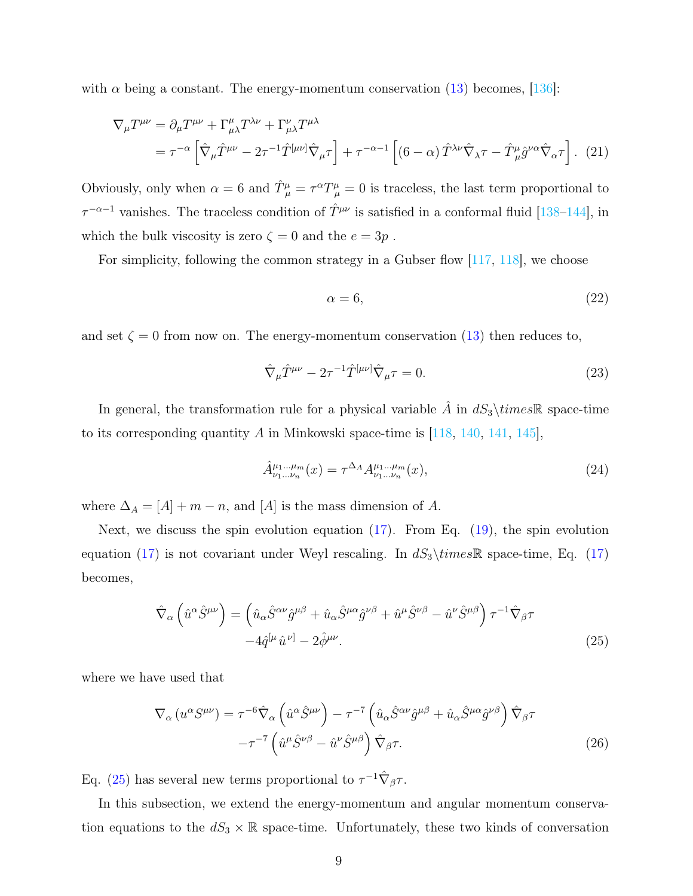with $\alpha$ being a constant. The energy-momentum conservation (13) becomes, [136]:

$$
\begin{aligned}
\nabla_\mu T^{\mu\nu} &= \partial_\mu T^{\mu\nu} + \Gamma^\mu_{\mu\lambda} T^{\lambda\nu} + \Gamma^\nu_{\mu\lambda} T^{\mu\lambda} \\
&= \tau^{-\alpha}\left[\hat{\nabla}_\mu \hat{T}^{\mu\nu} - 2\tau^{-1}\hat{T}^{[\mu\nu]}\hat{\nabla}_\mu \tau\right] + \tau^{-\alpha-1}\left[(6-\alpha)\hat{T}^{\lambda\nu}\hat{\nabla}_\lambda \tau - \hat{T}^\mu_\mu \hat{g}^{\nu\alpha}\hat{\nabla}_\alpha \tau\right]. \quad (21)
\end{aligned}
$$

Obviously, only when $\alpha = 6$ and $\hat{T}^\mu_\mu = \tau^\alpha T^\mu_\mu = 0$ is traceless, the last term proportional to $\tau^{-\alpha-1}$ vanishes. The traceless condition of $\hat{T}^{\mu\nu}$ is satisfied in a conformal fluid [138–144], in which the bulk viscosity is zero $\zeta = 0$ and the $e = 3p$ .

For simplicity, following the common strategy in a Gubser flow [117, 118], we choose

$$
\alpha = 6, \tag{22}
$$

and set $\zeta = 0$ from now on. The energy-momentum conservation (13) then reduces to,

$$
\hat{\nabla}_\mu \hat{T}^{\mu\nu} - 2\tau^{-1}\hat{T}^{[\mu\nu]}\hat{\nabla}_\mu \tau = 0. \tag{23}
$$

In general, the transformation rule for a physical variable $\hat{A}$ in $dS_3\backslash times\mathbb{R}$ space-time to its corresponding quantity $A$ in Minkowski space-time is [118, 140, 141, 145],

$$
\hat{A}^{\mu_1\ldots\mu_m}_{\nu_1\ldots\nu_n}(x) = \tau^{\Delta_A} A^{\mu_1\ldots\mu_m}_{\nu_1\ldots\nu_n}(x), \tag{24}
$$

where $\Delta_A = [A] + m - n$, and $[A]$ is the mass dimension of $A$.

Next, we discuss the spin evolution equation (17). From Eq. (19), the spin evolution equation (17) is not covariant under Weyl rescaling. In $dS_3\backslash times\mathbb{R}$ space-time, Eq. (17) becomes,

$$
\begin{aligned}
\hat{\nabla}_\alpha\left(\hat{u}^\alpha \hat{S}^{\mu\nu}\right) = &\left(\hat{u}_\alpha \hat{S}^{\alpha\nu}\hat{g}^{\mu\beta} + \hat{u}_\alpha \hat{S}^{\mu\alpha}\hat{g}^{\nu\beta} + \hat{u}^\mu \hat{S}^{\nu\beta} - \hat{u}^\nu \hat{S}^{\mu\beta}\right)\tau^{-1}\hat{\nabla}_\beta \tau \\
&-4\hat{q}^{[\mu}\hat{u}^{\nu]} - 2\hat{\phi}^{\mu\nu}. \qquad (25)
\end{aligned}
$$

where we have used that

$$
\begin{aligned}
\nabla_\alpha\left(u^\alpha S^{\mu\nu}\right) = &\tau^{-6}\hat{\nabla}_\alpha\left(\hat{u}^\alpha \hat{S}^{\mu\nu}\right) - \tau^{-7}\left(\hat{u}_\alpha \hat{S}^{\alpha\nu}\hat{g}^{\mu\beta} + \hat{u}_\alpha \hat{S}^{\mu\alpha}\hat{g}^{\nu\beta}\right)\hat{\nabla}_\beta \tau \\
&-\tau^{-7}\left(\hat{u}^\mu \hat{S}^{\nu\beta} - \hat{u}^\nu \hat{S}^{\mu\beta}\right)\hat{\nabla}_\beta \tau. \qquad (26)
\end{aligned}
$$

Eq. (25) has several new terms proportional to $\tau^{-1}\hat{\nabla}_\beta \tau$.

In this subsection, we extend the energy-momentum and angular momentum conservation equations to the $dS_3 \times \mathbb{R}$ space-time. Unfortunately, these two kinds of conversation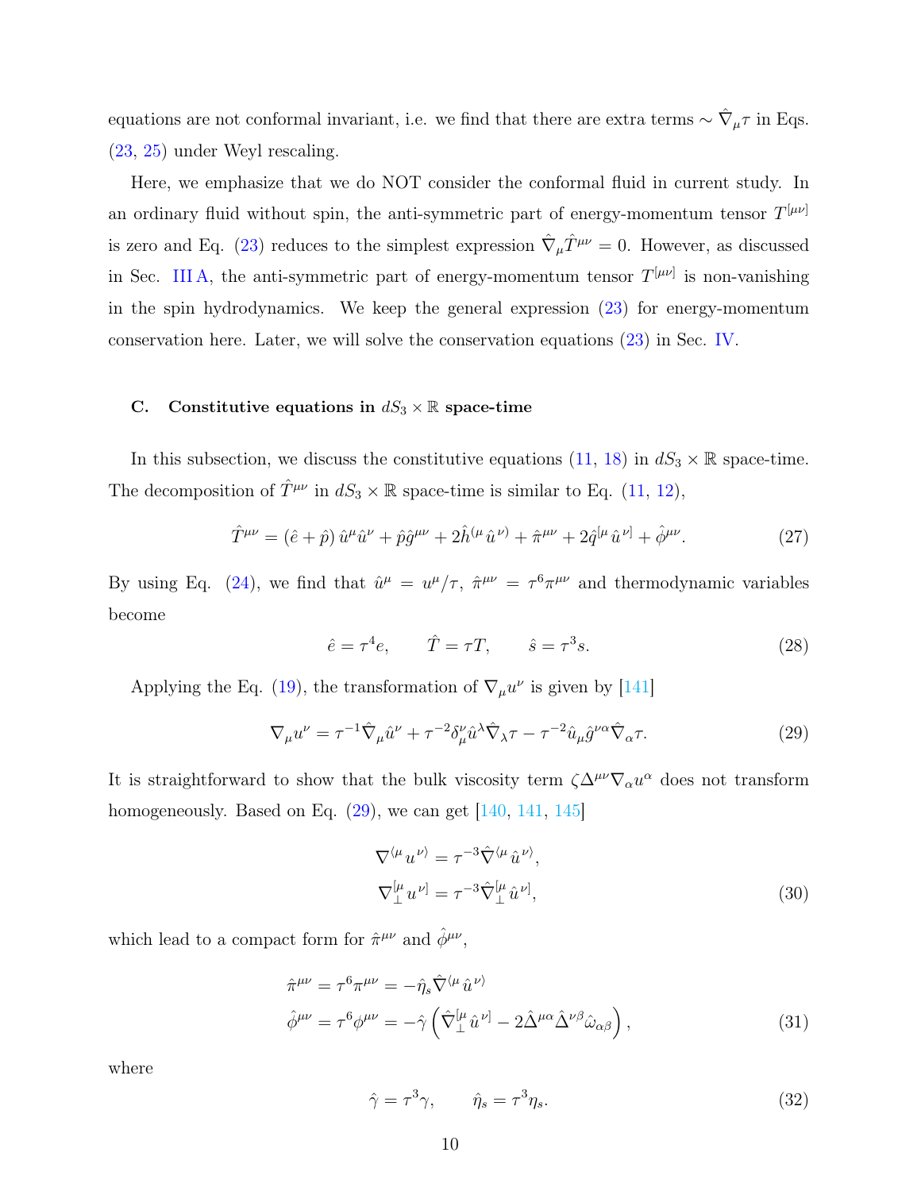equations are not conformal invariant, i.e. we find that there are extra terms $\sim \hat{\nabla}_\mu \tau$ in Eqs. (23, 25) under Weyl rescaling.

Here, we emphasize that we do NOT consider the conformal fluid in current study. In an ordinary fluid without spin, the anti-symmetric part of energy-momentum tensor $T^{[\mu\nu]}$ is zero and Eq. (23) reduces to the simplest expression $\hat{\nabla}_\mu \hat{T}^{\mu\nu} = 0$. However, as discussed in Sec. III A, the anti-symmetric part of energy-momentum tensor $T^{[\mu\nu]}$ is non-vanishing in the spin hydrodynamics. We keep the general expression (23) for energy-momentum conservation here. Later, we will solve the conservation equations (23) in Sec. IV.

### C. Constitutive equations in $dS_3 \times \mathbb{R}$ space-time

In this subsection, we discuss the constitutive equations (11, 18) in $dS_3 \times \mathbb{R}$ space-time. The decomposition of $\hat{T}^{\mu\nu}$ in $dS_3 \times \mathbb{R}$ space-time is similar to Eq. (11, 12),

$$\hat{T}^{\mu\nu} = (\hat{e} + \hat{p})\, \hat{u}^\mu \hat{u}^\nu + \hat{p}\hat{g}^{\mu\nu} + 2\hat{h}^{(\mu}\hat{u}^{\nu)} + \hat{\pi}^{\mu\nu} + 2\hat{q}^{[\mu}\hat{u}^{\nu]} + \hat{\phi}^{\mu\nu}. \tag{27}$$

By using Eq. (24), we find that $\hat{u}^\mu = u^\mu/\tau$, $\hat{\pi}^{\mu\nu} = \tau^6 \pi^{\mu\nu}$ and thermodynamic variables become

$$\hat{e} = \tau^4 e, \qquad \hat{T} = \tau T, \qquad \hat{s} = \tau^3 s. \tag{28}$$

Applying the Eq. (19), the transformation of $\nabla_\mu u^\nu$ is given by [141]

$$\nabla_\mu u^\nu = \tau^{-1}\hat{\nabla}_\mu \hat{u}^\nu + \tau^{-2}\delta^\nu_\mu \hat{u}^\lambda \hat{\nabla}_\lambda \tau - \tau^{-2}\hat{u}_\mu \hat{g}^{\nu\alpha}\hat{\nabla}_\alpha \tau. \tag{29}$$

It is straightforward to show that the bulk viscosity term $\zeta \Delta^{\mu\nu}\nabla_\alpha u^\alpha$ does not transform homogeneously. Based on Eq. (29), we can get [140, 141, 145]

$$\begin{aligned}
\nabla^{\langle\mu} u^{\nu\rangle} &= \tau^{-3}\hat{\nabla}^{\langle\mu}\hat{u}^{\nu\rangle}, \\
\nabla_\perp^{[\mu} u^{\nu]} &= \tau^{-3}\hat{\nabla}_\perp^{[\mu}\hat{u}^{\nu]},
\end{aligned} \tag{30}$$

which lead to a compact form for $\hat{\pi}^{\mu\nu}$ and $\hat{\phi}^{\mu\nu}$,

$$\begin{aligned}
\hat{\pi}^{\mu\nu} &= \tau^6 \pi^{\mu\nu} = -\hat{\eta}_s \hat{\nabla}^{\langle\mu}\hat{u}^{\nu\rangle} \\
\hat{\phi}^{\mu\nu} &= \tau^6 \phi^{\mu\nu} = -\hat{\gamma}\left(\hat{\nabla}_\perp^{[\mu}\hat{u}^{\nu]} - 2\hat{\Delta}^{\mu\alpha}\hat{\Delta}^{\nu\beta}\hat{\omega}_{\alpha\beta}\right),
\end{aligned} \tag{31}$$

where

$$\hat{\gamma} = \tau^3 \gamma, \qquad \hat{\eta}_s = \tau^3 \eta_s. \tag{32}$$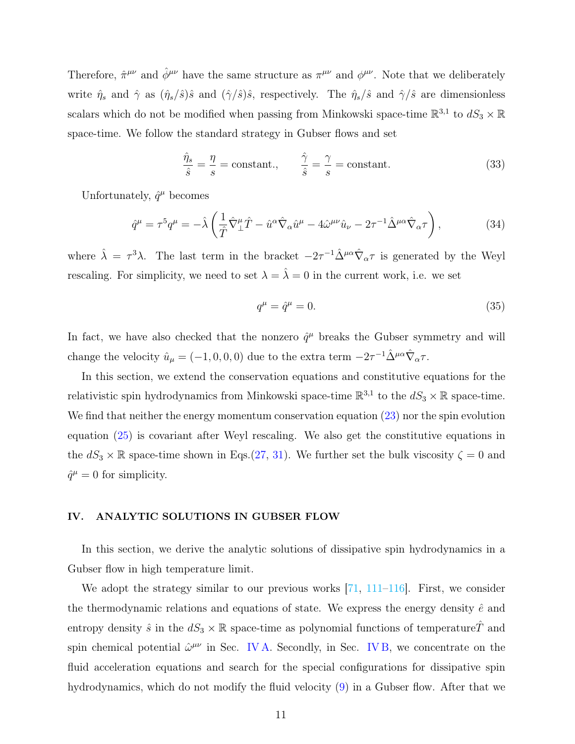Therefore, $\hat{\pi}^{\mu\nu}$ and $\hat{\phi}^{\mu\nu}$ have the same structure as $\pi^{\mu\nu}$ and $\phi^{\mu\nu}$. Note that we deliberately write $\hat{\eta}_s$ and $\hat{\gamma}$ as $(\hat{\eta}_s/\hat{s})\hat{s}$ and $(\hat{\gamma}/\hat{s})\hat{s}$, respectively. The $\hat{\eta}_s/\hat{s}$ and $\hat{\gamma}/\hat{s}$ are dimensionless scalars which do not be modified when passing from Minkowski space-time $\mathbb{R}^{3,1}$ to $dS_3 \times \mathbb{R}$ space-time. We follow the standard strategy in Gubser flows and set

$$\frac{\hat{\eta}_s}{\hat{s}} = \frac{\eta}{s} = \text{constant.}, \qquad \frac{\hat{\gamma}}{\hat{s}} = \frac{\gamma}{s} = \text{constant.} \tag{33}$$

Unfortunately, $\hat{q}^\mu$ becomes

$$\hat{q}^\mu = \tau^5 q^\mu = -\hat{\lambda}\left(\frac{1}{\hat{T}}\hat{\nabla}^\mu_\perp \hat{T} - \hat{u}^\alpha \hat{\nabla}_\alpha \hat{u}^\mu - 4\hat{\omega}^{\mu\nu}\hat{u}_\nu - 2\tau^{-1}\hat{\Delta}^{\mu\alpha}\hat{\nabla}_\alpha \tau\right), \tag{34}$$

where $\hat{\lambda} = \tau^3\lambda$. The last term in the bracket $-2\tau^{-1}\hat{\Delta}^{\mu\alpha}\hat{\nabla}_\alpha\tau$ is generated by the Weyl rescaling. For simplicity, we need to set $\lambda = \hat{\lambda} = 0$ in the current work, i.e. we set

$$q^\mu = \hat{q}^\mu = 0. \tag{35}$$

In fact, we have also checked that the nonzero $\hat{q}^\mu$ breaks the Gubser symmetry and will change the velocity $\hat{u}_\mu = (-1, 0, 0, 0)$ due to the extra term $-2\tau^{-1}\hat{\Delta}^{\mu\alpha}\hat{\nabla}_\alpha\tau$.

In this section, we extend the conservation equations and constitutive equations for the relativistic spin hydrodynamics from Minkowski space-time $\mathbb{R}^{3,1}$ to the $dS_3 \times \mathbb{R}$ space-time. We find that neither the energy momentum conservation equation (23) nor the spin evolution equation (25) is covariant after Weyl rescaling. We also get the constitutive equations in the $dS_3 \times \mathbb{R}$ space-time shown in Eqs.(27, 31). We further set the bulk viscosity $\zeta = 0$ and $\hat{q}^\mu = 0$ for simplicity.

## IV. ANALYTIC SOLUTIONS IN GUBSER FLOW

In this section, we derive the analytic solutions of dissipative spin hydrodynamics in a Gubser flow in high temperature limit.

We adopt the strategy similar to our previous works [71, 111–116]. First, we consider the thermodynamic relations and equations of state. We express the energy density $\hat{e}$ and entropy density $\hat{s}$ in the $dS_3 \times \mathbb{R}$ space-time as polynomial functions of temperature $\hat{T}$ and spin chemical potential $\hat{\omega}^{\mu\nu}$ in Sec. IV A. Secondly, in Sec. IV B, we concentrate on the fluid acceleration equations and search for the special configurations for dissipative spin hydrodynamics, which do not modify the fluid velocity (9) in a Gubser flow. After that we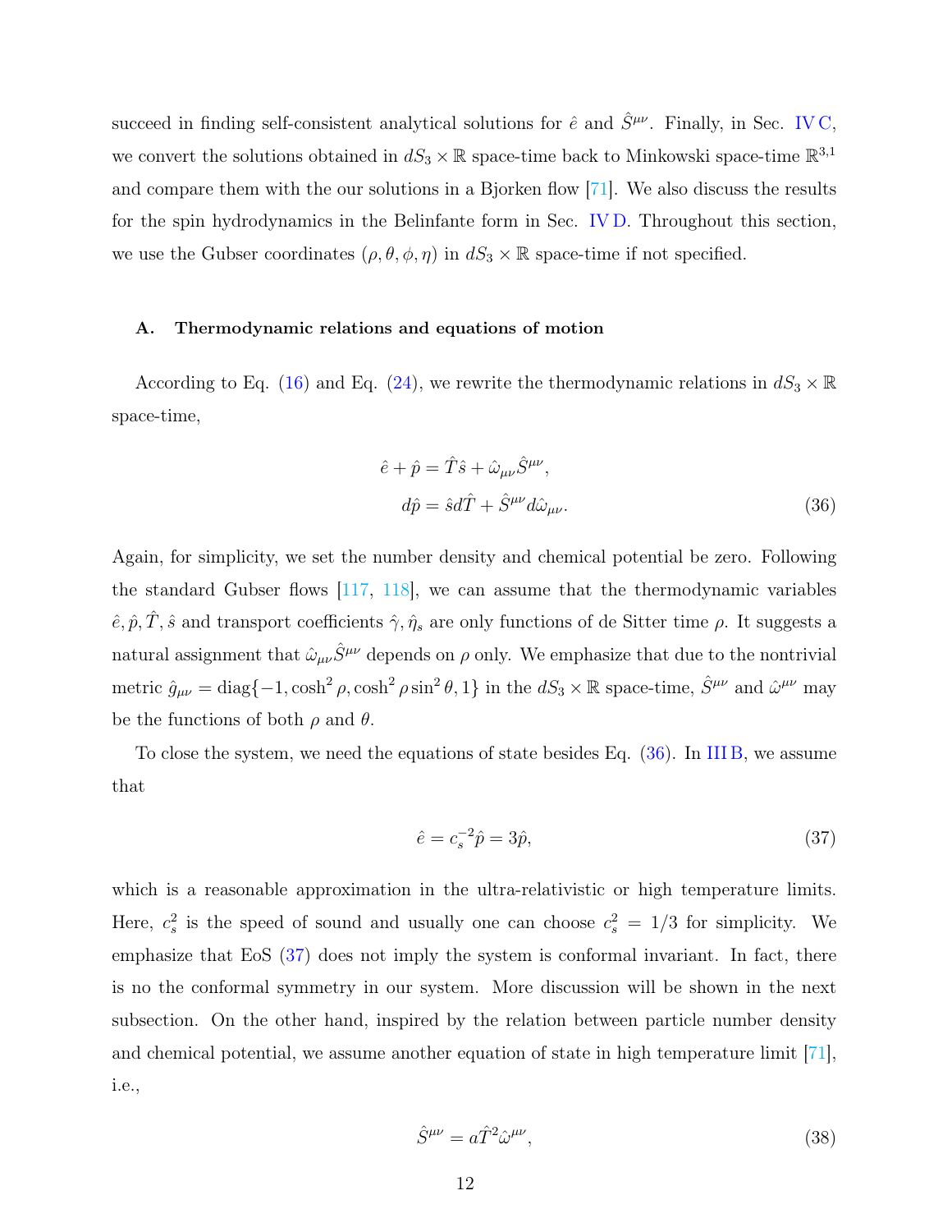succeed in finding self-consistent analytical solutions for $\hat{e}$ and $\hat{S}^{\mu\nu}$. Finally, in Sec. IV C, we convert the solutions obtained in $dS_3 \times \mathbb{R}$ space-time back to Minkowski space-time $\mathbb{R}^{3,1}$ and compare them with the our solutions in a Bjorken flow [71]. We also discuss the results for the spin hydrodynamics in the Belinfante form in Sec. IV D. Throughout this section, we use the Gubser coordinates $(\rho, \theta, \phi, \eta)$ in $dS_3 \times \mathbb{R}$ space-time if not specified.

### A. Thermodynamic relations and equations of motion

According to Eq. (16) and Eq. (24), we rewrite the thermodynamic relations in $dS_3 \times \mathbb{R}$ space-time,

$$
\begin{aligned}
\hat{e} + \hat{p} &= \hat{T}\hat{s} + \hat{\omega}_{\mu\nu}\hat{S}^{\mu\nu}, \\
d\hat{p} &= \hat{s}d\hat{T} + \hat{S}^{\mu\nu}d\hat{\omega}_{\mu\nu}.
\end{aligned} \tag{36}
$$

Again, for simplicity, we set the number density and chemical potential be zero. Following the standard Gubser flows [117, 118], we can assume that the thermodynamic variables $\hat{e}, \hat{p}, \hat{T}, \hat{s}$ and transport coefficients $\hat{\gamma}, \hat{\eta}_s$ are only functions of de Sitter time $\rho$. It suggests a natural assignment that $\hat{\omega}_{\mu\nu}\hat{S}^{\mu\nu}$ depends on $\rho$ only. We emphasize that due to the nontrivial metric $\hat{g}_{\mu\nu} = \mathrm{diag}\{-1, \cosh^2\rho, \cosh^2\rho\sin^2\theta, 1\}$ in the $dS_3 \times \mathbb{R}$ space-time, $\hat{S}^{\mu\nu}$ and $\hat{\omega}^{\mu\nu}$ may be the functions of both $\rho$ and $\theta$.

To close the system, we need the equations of state besides Eq. (36). In III B, we assume that

$$
\hat{e} = c_s^{-2}\hat{p} = 3\hat{p}, \tag{37}
$$

which is a reasonable approximation in the ultra-relativistic or high temperature limits. Here, $c_s^2$ is the speed of sound and usually one can choose $c_s^2 = 1/3$ for simplicity. We emphasize that EoS (37) does not imply the system is conformal invariant. In fact, there is no the conformal symmetry in our system. More discussion will be shown in the next subsection. On the other hand, inspired by the relation between particle number density and chemical potential, we assume another equation of state in high temperature limit [71], i.e.,

$$
\hat{S}^{\mu\nu} = a\hat{T}^2\hat{\omega}^{\mu\nu}, \tag{38}
$$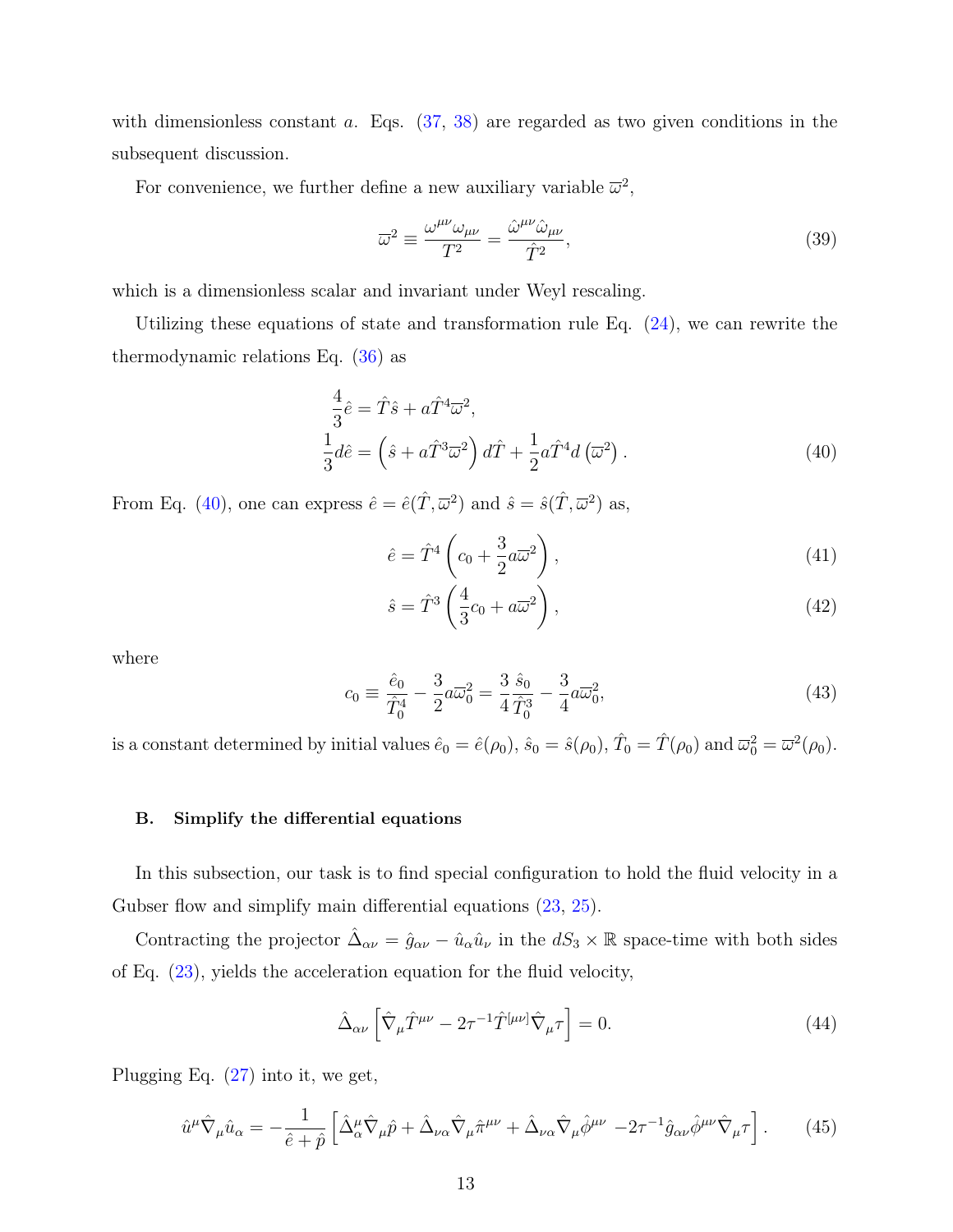with dimensionless constant $a$. Eqs. (37, 38) are regarded as two given conditions in the subsequent discussion.

For convenience, we further define a new auxiliary variable $\overline{\omega}^2$,

$$\overline{\omega}^2 \equiv \frac{\omega^{\mu\nu}\omega_{\mu\nu}}{T^2} = \frac{\hat{\omega}^{\mu\nu}\hat{\omega}_{\mu\nu}}{\hat{T}^2}, \tag{39}$$

which is a dimensionless scalar and invariant under Weyl rescaling.

Utilizing these equations of state and transformation rule Eq. (24), we can rewrite the thermodynamic relations Eq. (36) as

$$\begin{aligned}
\frac{4}{3}\hat{e} &= \hat{T}\hat{s} + a\hat{T}^4\overline{\omega}^2, \\
\frac{1}{3}d\hat{e} &= \left(\hat{s} + a\hat{T}^3\overline{\omega}^2\right)d\hat{T} + \frac{1}{2}a\hat{T}^4 d\left(\overline{\omega}^2\right).
\end{aligned} \tag{40}$$

From Eq. (40), one can express $\hat{e} = \hat{e}(\hat{T}, \overline{\omega}^2)$ and $\hat{s} = \hat{s}(\hat{T}, \overline{\omega}^2)$ as,

$$\hat{e} = \hat{T}^4\left(c_0 + \frac{3}{2}a\overline{\omega}^2\right), \tag{41}$$

$$\hat{s} = \hat{T}^3\left(\frac{4}{3}c_0 + a\overline{\omega}^2\right), \tag{42}$$

where

$$c_0 \equiv \frac{\hat{e}_0}{\hat{T}_0^4} - \frac{3}{2}a\overline{\omega}_0^2 = \frac{3}{4}\frac{\hat{s}_0}{\hat{T}_0^3} - \frac{3}{4}a\overline{\omega}_0^2, \tag{43}$$

is a constant determined by initial values $\hat{e}_0 = \hat{e}(\rho_0)$, $\hat{s}_0 = \hat{s}(\rho_0)$, $\hat{T}_0 = \hat{T}(\rho_0)$ and $\overline{\omega}_0^2 = \overline{\omega}^2(\rho_0)$.

### B. Simplify the differential equations

In this subsection, our task is to find special configuration to hold the fluid velocity in a Gubser flow and simplify main differential equations (23, 25).

Contracting the projector $\hat{\Delta}_{\alpha\nu} = \hat{g}_{\alpha\nu} - \hat{u}_\alpha\hat{u}_\nu$ in the $dS_3 \times \mathbb{R}$ space-time with both sides of Eq. (23), yields the acceleration equation for the fluid velocity,

$$\hat{\Delta}_{\alpha\nu}\left[\hat{\nabla}_\mu\hat{T}^{\mu\nu} - 2\tau^{-1}\hat{T}^{[\mu\nu]}\hat{\nabla}_\mu\tau\right] = 0. \tag{44}$$

Plugging Eq. (27) into it, we get,

$$\hat{u}^\mu\hat{\nabla}_\mu\hat{u}_\alpha = -\frac{1}{\hat{e}+\hat{p}}\left[\hat{\Delta}_\alpha^\mu\hat{\nabla}_\mu\hat{p} + \hat{\Delta}_{\nu\alpha}\hat{\nabla}_\mu\hat{\pi}^{\mu\nu} + \hat{\Delta}_{\nu\alpha}\hat{\nabla}_\mu\hat{\phi}^{\mu\nu} - 2\tau^{-1}\hat{g}_{\alpha\nu}\hat{\phi}^{\mu\nu}\hat{\nabla}_\mu\tau\right]. \tag{45}$$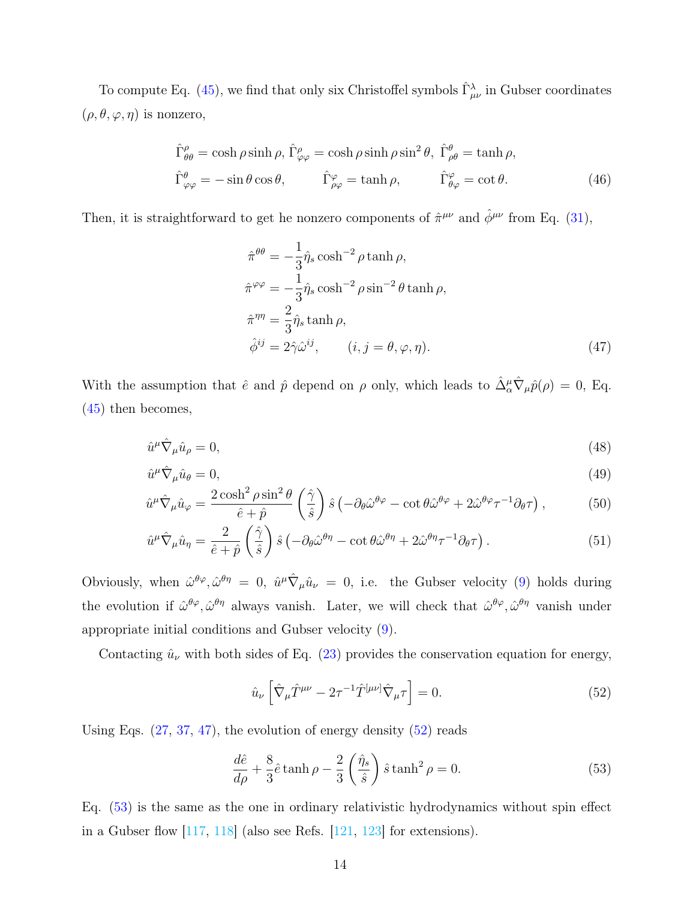To compute Eq. (45), we find that only six Christoffel symbols $\hat{\Gamma}^{\lambda}_{\mu\nu}$ in Gubser coordinates $(\rho, \theta, \varphi, \eta)$ is nonzero,

$$
\begin{aligned}
&\hat{\Gamma}^{\rho}_{\theta\theta} = \cosh\rho \sinh\rho,\ \hat{\Gamma}^{\rho}_{\varphi\varphi} = \cosh\rho\sinh\rho\sin^2\theta,\ \hat{\Gamma}^{\theta}_{\rho\theta} = \tanh\rho, \\
&\hat{\Gamma}^{\theta}_{\varphi\varphi} = -\sin\theta\cos\theta, \qquad \hat{\Gamma}^{\varphi}_{\rho\varphi} = \tanh\rho, \qquad \hat{\Gamma}^{\varphi}_{\theta\varphi} = \cot\theta.
\end{aligned} \tag{46}
$$

Then, it is straightforward to get he nonzero components of $\hat{\pi}^{\mu\nu}$ and $\hat{\phi}^{\mu\nu}$ from Eq. (31),

$$
\begin{aligned}
\hat{\pi}^{\theta\theta} &= -\frac{1}{3}\hat{\eta}_s \cosh^{-2}\rho \tanh\rho, \\
\hat{\pi}^{\varphi\varphi} &= -\frac{1}{3}\hat{\eta}_s \cosh^{-2}\rho \sin^{-2}\theta \tanh\rho, \\
\hat{\pi}^{\eta\eta} &= \frac{2}{3}\hat{\eta}_s \tanh\rho, \\
\hat{\phi}^{ij} &= 2\hat{\gamma}\hat{\omega}^{ij}, \qquad (i,j = \theta, \varphi, \eta).
\end{aligned} \tag{47}
$$

With the assumption that $\hat{e}$ and $\hat{p}$ depend on $\rho$ only, which leads to $\hat{\Delta}^{\mu}_{\alpha}\hat{\nabla}_{\mu}\hat{p}(\rho) = 0$, Eq. (45) then becomes,

$$
\hat{u}^{\mu}\hat{\nabla}_{\mu}\hat{u}_{\rho} = 0, \tag{48}
$$

$$
\hat{u}^{\mu}\hat{\nabla}_{\mu}\hat{u}_{\theta} = 0, \tag{49}
$$

$$
\hat{u}^{\mu}\hat{\nabla}_{\mu}\hat{u}_{\varphi} = \frac{2\cosh^2\rho\sin^2\theta}{\hat{e}+\hat{p}}\left(\frac{\hat{\gamma}}{\hat{s}}\right)\hat{s}\left(-\partial_{\theta}\hat{\omega}^{\theta\varphi} - \cot\theta\hat{\omega}^{\theta\varphi} + 2\hat{\omega}^{\theta\varphi}\tau^{-1}\partial_{\theta}\tau\right), \tag{50}
$$

$$
\hat{u}^{\mu}\hat{\nabla}_{\mu}\hat{u}_{\eta} = \frac{2}{\hat{e}+\hat{p}}\left(\frac{\hat{\gamma}}{\hat{s}}\right)\hat{s}\left(-\partial_{\theta}\hat{\omega}^{\theta\eta} - \cot\theta\hat{\omega}^{\theta\eta} + 2\hat{\omega}^{\theta\eta}\tau^{-1}\partial_{\theta}\tau\right). \tag{51}
$$

Obviously, when $\hat{\omega}^{\theta\varphi}, \hat{\omega}^{\theta\eta} = 0$, $\hat{u}^{\mu}\hat{\nabla}_{\mu}\hat{u}_{\nu} = 0$, i.e. the Gubser velocity (9) holds during the evolution if $\hat{\omega}^{\theta\varphi}, \hat{\omega}^{\theta\eta}$ always vanish. Later, we will check that $\hat{\omega}^{\theta\varphi}, \hat{\omega}^{\theta\eta}$ vanish under appropriate initial conditions and Gubser velocity (9).

Contacting $\hat{u}_{\nu}$ with both sides of Eq. (23) provides the conservation equation for energy,

$$
\hat{u}_{\nu}\left[\hat{\nabla}_{\mu}\hat{T}^{\mu\nu} - 2\tau^{-1}\hat{T}^{[\mu\nu]}\hat{\nabla}_{\mu}\tau\right] = 0. \tag{52}
$$

Using Eqs. (27, 37, 47), the evolution of energy density (52) reads

$$
\frac{d\hat{e}}{d\rho} + \frac{8}{3}\hat{e}\tanh\rho - \frac{2}{3}\left(\frac{\hat{\eta}_s}{\hat{s}}\right)\hat{s}\tanh^2\rho = 0. \tag{53}
$$

Eq. (53) is the same as the one in ordinary relativistic hydrodynamics without spin effect in a Gubser flow [117, 118] (also see Refs. [121, 123] for extensions).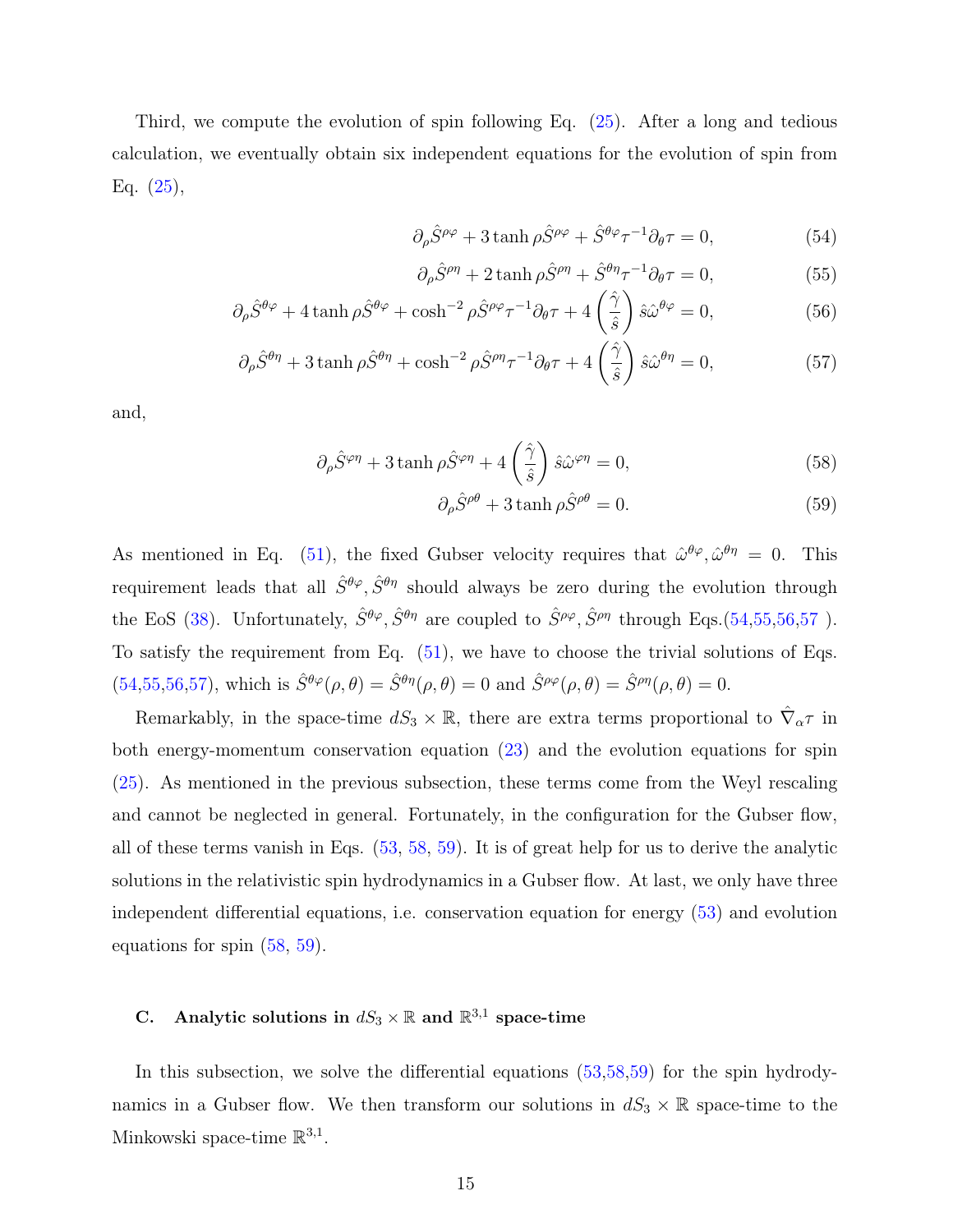Third, we compute the evolution of spin following Eq. (25). After a long and tedious calculation, we eventually obtain six independent equations for the evolution of spin from Eq. (25),

$$\partial_\rho \hat{S}^{\rho\varphi} + 3\tanh\rho \hat{S}^{\rho\varphi} + \hat{S}^{\theta\varphi}\tau^{-1}\partial_\theta \tau = 0, \tag{54}$$

$$\partial_\rho \hat{S}^{\rho\eta} + 2\tanh\rho \hat{S}^{\rho\eta} + \hat{S}^{\theta\eta}\tau^{-1}\partial_\theta \tau = 0, \tag{55}$$

$$\partial_\rho \hat{S}^{\theta\varphi} + 4\tanh\rho \hat{S}^{\theta\varphi} + \cosh^{-2}\rho \hat{S}^{\rho\varphi}\tau^{-1}\partial_\theta \tau + 4\left(\frac{\hat{\gamma}}{\hat{s}}\right)\hat{s}\hat{\omega}^{\theta\varphi} = 0, \tag{56}$$

$$\partial_\rho \hat{S}^{\theta\eta} + 3\tanh\rho \hat{S}^{\theta\eta} + \cosh^{-2}\rho \hat{S}^{\rho\eta}\tau^{-1}\partial_\theta \tau + 4\left(\frac{\hat{\gamma}}{\hat{s}}\right)\hat{s}\hat{\omega}^{\theta\eta} = 0, \tag{57}$$

and,

$$\partial_\rho \hat{S}^{\varphi\eta} + 3\tanh\rho \hat{S}^{\varphi\eta} + 4\left(\frac{\hat{\gamma}}{\hat{s}}\right)\hat{s}\hat{\omega}^{\varphi\eta} = 0, \tag{58}$$

$$\partial_\rho \hat{S}^{\rho\theta} + 3\tanh\rho \hat{S}^{\rho\theta} = 0. \tag{59}$$

As mentioned in Eq. (51), the fixed Gubser velocity requires that $\hat{\omega}^{\theta\varphi}, \hat{\omega}^{\theta\eta} = 0$. This requirement leads that all $\hat{S}^{\theta\varphi}, \hat{S}^{\theta\eta}$ should always be zero during the evolution through the EoS (38). Unfortunately, $\hat{S}^{\theta\varphi}, \hat{S}^{\theta\eta}$ are coupled to $\hat{S}^{\rho\varphi}, \hat{S}^{\rho\eta}$ through Eqs.(54,55,56,57). To satisfy the requirement from Eq. (51), we have to choose the trivial solutions of Eqs. (54,55,56,57), which is $\hat{S}^{\theta\varphi}(\rho,\theta) = \hat{S}^{\theta\eta}(\rho,\theta) = 0$ and $\hat{S}^{\rho\varphi}(\rho,\theta) = \hat{S}^{\rho\eta}(\rho,\theta) = 0$.

Remarkably, in the space-time $dS_3 \times \mathbb{R}$, there are extra terms proportional to $\hat{\nabla}_\alpha \tau$ in both energy-momentum conservation equation (23) and the evolution equations for spin (25). As mentioned in the previous subsection, these terms come from the Weyl rescaling and cannot be neglected in general. Fortunately, in the configuration for the Gubser flow, all of these terms vanish in Eqs. (53, 58, 59). It is of great help for us to derive the analytic solutions in the relativistic spin hydrodynamics in a Gubser flow. At last, we only have three independent differential equations, i.e. conservation equation for energy (53) and evolution equations for spin (58, 59).

### C. Analytic solutions in $dS_3 \times \mathbb{R}$ and $\mathbb{R}^{3,1}$ space-time

In this subsection, we solve the differential equations (53,58,59) for the spin hydrodynamics in a Gubser flow. We then transform our solutions in $dS_3 \times \mathbb{R}$ space-time to the Minkowski space-time $\mathbb{R}^{3,1}$.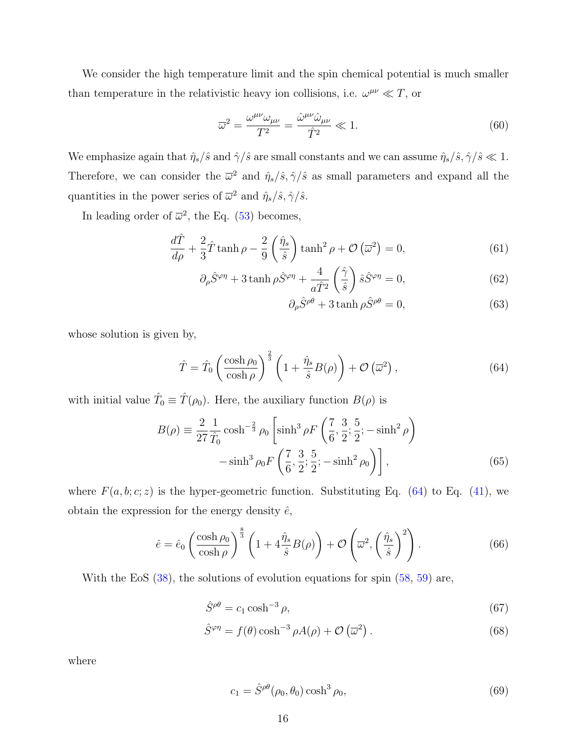We consider the high temperature limit and the spin chemical potential is much smaller than temperature in the relativistic heavy ion collisions, i.e. $\omega^{\mu\nu} \ll T$, or

$$\overline{\omega}^2 = \frac{\omega^{\mu\nu}\omega_{\mu\nu}}{T^2} = \frac{\hat{\omega}^{\mu\nu}\hat{\omega}_{\mu\nu}}{\hat{T}^2} \ll 1. \tag{60}$$

We emphasize again that $\hat{\eta}_s/\hat{s}$ and $\hat{\gamma}/\hat{s}$ are small constants and we can assume $\hat{\eta}_s/\hat{s}, \hat{\gamma}/\hat{s} \ll 1$. Therefore, we can consider the $\overline{\omega}^2$ and $\hat{\eta}_s/\hat{s}, \hat{\gamma}/\hat{s}$ as small parameters and expand all the quantities in the power series of $\overline{\omega}^2$ and $\hat{\eta}_s/\hat{s}, \hat{\gamma}/\hat{s}$.

In leading order of $\overline{\omega}^2$, the Eq. (53) becomes,

$$\frac{d\hat{T}}{d\rho} + \frac{2}{3}\hat{T}\tanh\rho - \frac{2}{9}\left(\frac{\hat{\eta}_s}{\hat{s}}\right)\tanh^2\rho + \mathcal{O}\left(\overline{\omega}^2\right) = 0, \tag{61}$$

$$\partial_\rho \hat{S}^{\varphi\eta} + 3\tanh\rho \hat{S}^{\varphi\eta} + \frac{4}{a\hat{T}^2}\left(\frac{\hat{\gamma}}{\hat{s}}\right)\hat{s}\hat{S}^{\varphi\eta} = 0, \tag{62}$$

$$\partial_\rho \hat{S}^{\rho\theta} + 3\tanh\rho \hat{S}^{\rho\theta} = 0, \tag{63}$$

whose solution is given by,

$$\hat{T} = \hat{T}_0\left(\frac{\cosh\rho_0}{\cosh\rho}\right)^{\frac{2}{3}}\left(1 + \frac{\hat{\eta}_s}{\hat{s}}B(\rho)\right) + \mathcal{O}\left(\overline{\omega}^2\right), \tag{64}$$

with initial value $\hat{T}_0 \equiv \hat{T}(\rho_0)$. Here, the auxiliary function $B(\rho)$ is

$$B(\rho) \equiv \frac{2}{27}\frac{1}{\hat{T}_0}\cosh^{-\frac{2}{3}}\rho_0\left[\sinh^3\rho F\left(\frac{7}{6}, \frac{3}{2}; \frac{5}{2}; -\sinh^2\rho\right) - \sinh^3\rho_0 F\left(\frac{7}{6}, \frac{3}{2}; \frac{5}{2}; -\sinh^2\rho_0\right)\right], \tag{65}$$

where $F(a, b; c; z)$ is the hyper-geometric function. Substituting Eq. (64) to Eq. (41), we obtain the expression for the energy density $\hat{e}$,

$$\hat{e} = \hat{e}_0\left(\frac{\cosh\rho_0}{\cosh\rho}\right)^{\frac{8}{3}}\left(1 + 4\frac{\hat{\eta}_s}{\hat{s}}B(\rho)\right) + \mathcal{O}\left(\overline{\omega}^2, \left(\frac{\hat{\eta}_s}{\hat{s}}\right)^2\right). \tag{66}$$

With the EoS (38), the solutions of evolution equations for spin (58, 59) are,

$$\hat{S}^{\rho\theta} = c_1\cosh^{-3}\rho, \tag{67}$$

$$\hat{S}^{\varphi\eta} = f(\theta)\cosh^{-3}\rho A(\rho) + \mathcal{O}\left(\overline{\omega}^2\right). \tag{68}$$

where

$$c_1 = \hat{S}^{\rho\theta}(\rho_0, \theta_0)\cosh^3\rho_0, \tag{69}$$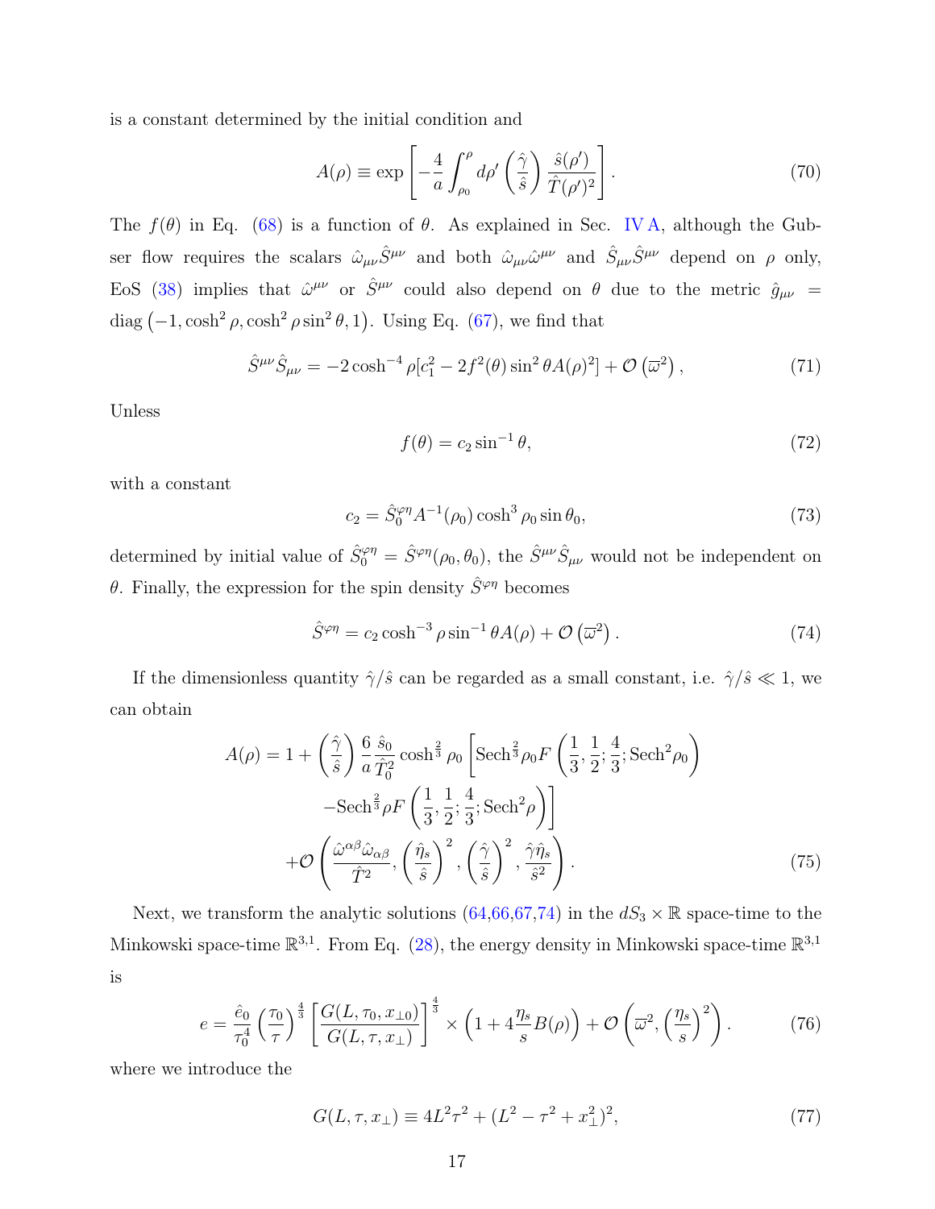is a constant determined by the initial condition and

$$A(\rho) \equiv \exp\left[-\frac{4}{a}\int_{\rho_0}^{\rho} d\rho' \left(\frac{\hat{\gamma}}{\hat{s}}\right)\frac{\hat{s}(\rho')}{\hat{T}(\rho')^2}\right]. \tag{70}$$

The $f(\theta)$ in Eq. (68) is a function of $\theta$. As explained in Sec. IV A, although the Gubser flow requires the scalars $\hat{\omega}_{\mu\nu}\hat{S}^{\mu\nu}$ and both $\hat{\omega}_{\mu\nu}\hat{\omega}^{\mu\nu}$ and $\hat{S}_{\mu\nu}\hat{S}^{\mu\nu}$ depend on $\rho$ only, EoS (38) implies that $\hat{\omega}^{\mu\nu}$ or $\hat{S}^{\mu\nu}$ could also depend on $\theta$ due to the metric $\hat{g}_{\mu\nu} = \mathrm{diag}\left(-1, \cosh^2\rho, \cosh^2\rho\sin^2\theta, 1\right)$. Using Eq. (67), we find that

$$\hat{S}^{\mu\nu}\hat{S}_{\mu\nu} = -2\cosh^{-4}\rho[c_1^2 - 2f^2(\theta)\sin^2\theta A(\rho)^2] + \mathcal{O}\left(\varpi^2\right), \tag{71}$$

Unless

$$f(\theta) = c_2\sin^{-1}\theta, \tag{72}$$

with a constant

$$c_2 = \hat{S}_0^{\varphi\eta}A^{-1}(\rho_0)\cosh^3\rho_0\sin\theta_0, \tag{73}$$

determined by initial value of $\hat{S}_0^{\varphi\eta} = \hat{S}^{\varphi\eta}(\rho_0,\theta_0)$, the $\hat{S}^{\mu\nu}\hat{S}_{\mu\nu}$ would not be independent on $\theta$. Finally, the expression for the spin density $\hat{S}^{\varphi\eta}$ becomes

$$\hat{S}^{\varphi\eta} = c_2\cosh^{-3}\rho\sin^{-1}\theta A(\rho) + \mathcal{O}\left(\varpi^2\right). \tag{74}$$

If the dimensionless quantity $\hat{\gamma}/\hat{s}$ can be regarded as a small constant, i.e. $\hat{\gamma}/\hat{s} \ll 1$, we can obtain

$$\begin{aligned}A(\rho) = 1 + \left(\frac{\hat{\gamma}}{\hat{s}}\right)\frac{6}{a}\frac{\hat{s}_0}{\hat{T}_0^2}\cosh^{\frac{2}{3}}\rho_0 &\left[\mathrm{Sech}^{\frac{2}{3}}\rho_0 F\left(\frac{1}{3},\frac{1}{2};\frac{4}{3};\mathrm{Sech}^2\rho_0\right)\right. \\ &\left. -\mathrm{Sech}^{\frac{2}{3}}\rho F\left(\frac{1}{3},\frac{1}{2};\frac{4}{3};\mathrm{Sech}^2\rho\right)\right] \\ &+\mathcal{O}\left(\frac{\hat{\omega}^{\alpha\beta}\hat{\omega}_{\alpha\beta}}{\hat{T}^2}, \left(\frac{\hat{\eta}_s}{\hat{s}}\right)^2, \left(\frac{\hat{\gamma}}{\hat{s}}\right)^2, \frac{\hat{\gamma}\hat{\eta}_s}{\hat{s}^2}\right).\end{aligned} \tag{75}$$

Next, we transform the analytic solutions (64,66,67,74) in the $dS_3 \times \mathbb{R}$ space-time to the Minkowski space-time $\mathbb{R}^{3,1}$. From Eq. (28), the energy density in Minkowski space-time $\mathbb{R}^{3,1}$ is

$$e = \frac{\hat{e}_0}{\tau_0^4}\left(\frac{\tau_0}{\tau}\right)^{\frac{4}{3}}\left[\frac{G(L,\tau_0,x_{\perp 0})}{G(L,\tau,x_\perp)}\right]^{\frac{4}{3}} \times \left(1 + 4\frac{\eta_s}{s}B(\rho)\right) + \mathcal{O}\left(\varpi^2, \left(\frac{\eta_s}{s}\right)^2\right). \tag{76}$$

where we introduce the

$$G(L,\tau,x_\perp) \equiv 4L^2\tau^2 + (L^2 - \tau^2 + x_\perp^2)^2, \tag{77}$$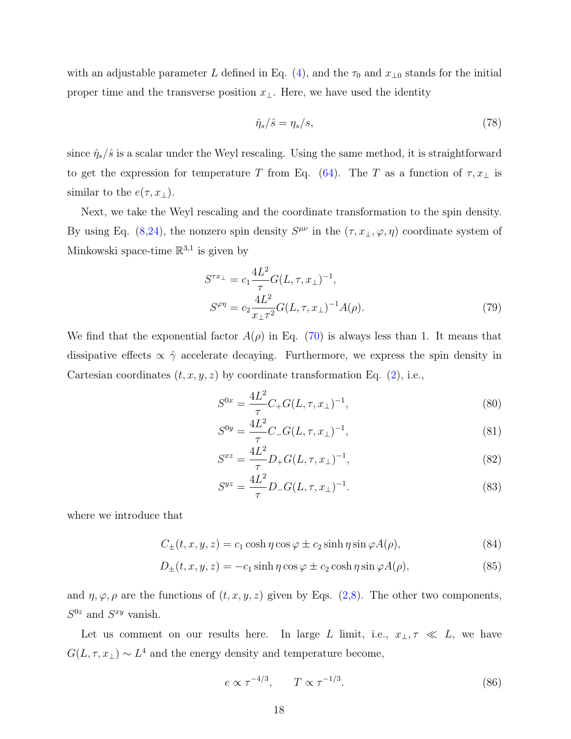with an adjustable parameter $L$ defined in Eq. (4), and the $\tau_0$ and $x_{\perp 0}$ stands for the initial proper time and the transverse position $x_\perp$. Here, we have used the identity

$$\hat{\eta}_s/\hat{s} = \eta_s/s, \tag{78}$$

since $\hat{\eta}_s/\hat{s}$ is a scalar under the Weyl rescaling. Using the same method, it is straightforward to get the expression for temperature $T$ from Eq. (64). The $T$ as a function of $\tau, x_\perp$ is similar to the $e(\tau, x_\perp)$.

Next, we take the Weyl rescaling and the coordinate transformation to the spin density. By using Eq. (8,24), the nonzero spin density $S^{\mu\nu}$ in the $(\tau, x_\perp, \varphi, \eta)$ coordinate system of Minkowski space-time $\mathbb{R}^{3,1}$ is given by

$$\begin{aligned} S^{\tau x_\perp} &= c_1 \frac{4L^2}{\tau} G(L, \tau, x_\perp)^{-1}, \\ S^{\varphi\eta} &= c_2 \frac{4L^2}{x_\perp \tau^2} G(L, \tau, x_\perp)^{-1} A(\rho). \end{aligned} \tag{79}$$

We find that the exponential factor $A(\rho)$ in Eq. (70) is always less than 1. It means that dissipative effects $\propto \hat{\gamma}$ accelerate decaying. Furthermore, we express the spin density in Cartesian coordinates $(t, x, y, z)$ by coordinate transformation Eq. (2), i.e.,

$$S^{0x} = \frac{4L^2}{\tau} C_+ G(L, \tau, x_\perp)^{-1}, \tag{80}$$

$$S^{0y} = \frac{4L^2}{\tau} C_- G(L, \tau, x_\perp)^{-1}, \tag{81}$$

$$S^{xz} = \frac{4L^2}{\tau} D_+ G(L, \tau, x_\perp)^{-1}, \tag{82}$$

$$S^{yz} = \frac{4L^2}{\tau} D_- G(L, \tau, x_\perp)^{-1}. \tag{83}$$

where we introduce that

$$C_\pm(t, x, y, z) = c_1 \cosh\eta \cos\varphi \pm c_2 \sinh\eta \sin\varphi A(\rho), \tag{84}$$

$$D_\pm(t, x, y, z) = -c_1 \sinh\eta \cos\varphi \pm c_2 \cosh\eta \sin\varphi A(\rho), \tag{85}$$

and $\eta, \varphi, \rho$ are the functions of $(t, x, y, z)$ given by Eqs. (2,8). The other two components, $S^{0z}$ and $S^{xy}$ vanish.

Let us comment on our results here. In large $L$ limit, i.e., $x_\perp, \tau \ll L$, we have $G(L, \tau, x_\perp) \sim L^4$ and the energy density and temperature become,

$$e \propto \tau^{-4/3}, \qquad T \propto \tau^{-1/3}. \tag{86}$$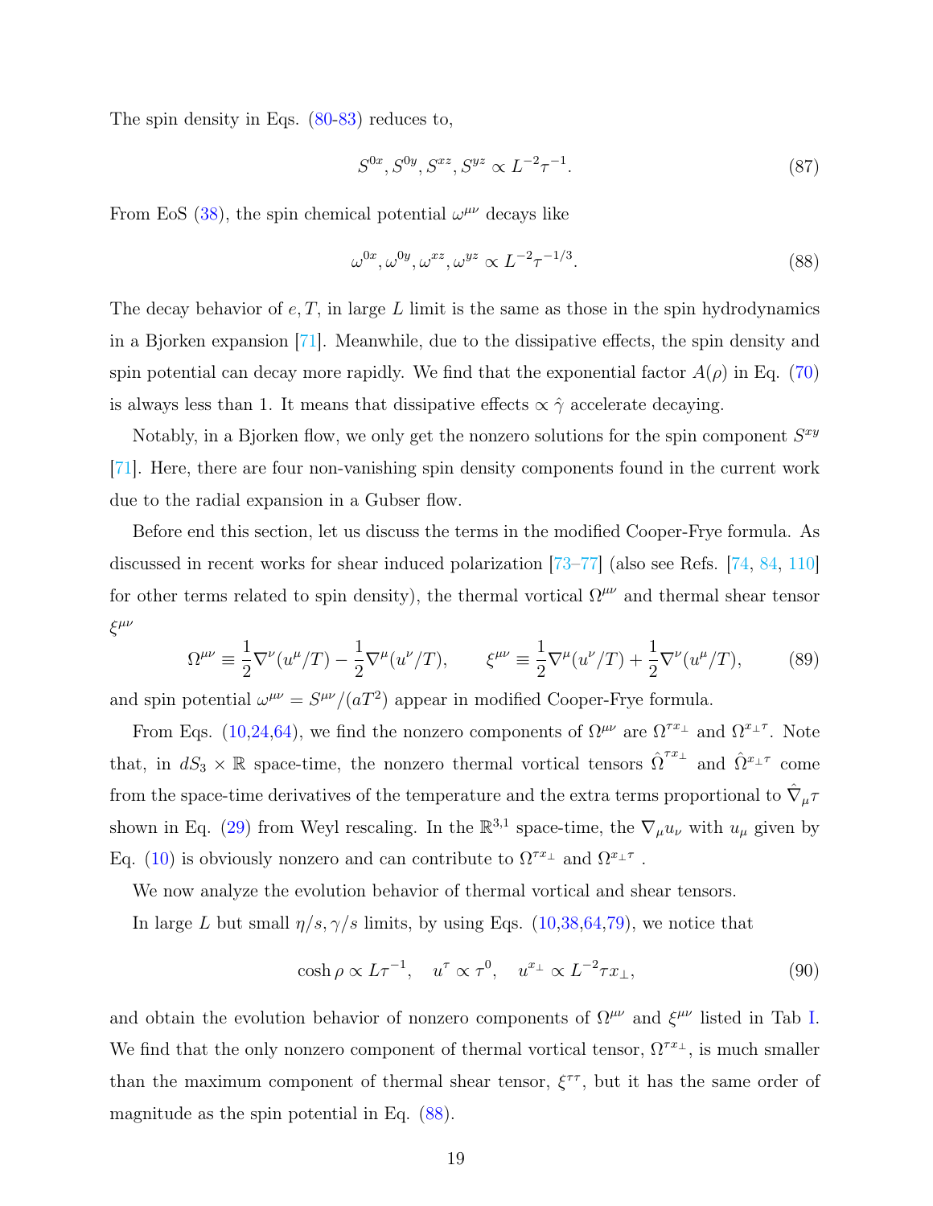The spin density in Eqs. (80-83) reduces to,

$$S^{0x}, S^{0y}, S^{xz}, S^{yz} \propto L^{-2}\tau^{-1}. \tag{87}$$

From EoS (38), the spin chemical potential $\omega^{\mu\nu}$ decays like

$$\omega^{0x}, \omega^{0y}, \omega^{xz}, \omega^{yz} \propto L^{-2}\tau^{-1/3}. \tag{88}$$

The decay behavior of $e, T$, in large $L$ limit is the same as those in the spin hydrodynamics in a Bjorken expansion [71]. Meanwhile, due to the dissipative effects, the spin density and spin potential can decay more rapidly. We find that the exponential factor $A(\rho)$ in Eq. (70) is always less than 1. It means that dissipative effects $\propto \hat{\gamma}$ accelerate decaying.

Notably, in a Bjorken flow, we only get the nonzero solutions for the spin component $S^{xy}$ [71]. Here, there are four non-vanishing spin density components found in the current work due to the radial expansion in a Gubser flow.

Before end this section, let us discuss the terms in the modified Cooper-Frye formula. As discussed in recent works for shear induced polarization [73–77] (also see Refs. [74, 84, 110] for other terms related to spin density), the thermal vortical $\Omega^{\mu\nu}$ and thermal shear tensor $\xi^{\mu\nu}$

$$\Omega^{\mu\nu} \equiv \frac{1}{2}\nabla^{\nu}(u^{\mu}/T) - \frac{1}{2}\nabla^{\mu}(u^{\nu}/T), \qquad \xi^{\mu\nu} \equiv \frac{1}{2}\nabla^{\mu}(u^{\nu}/T) + \frac{1}{2}\nabla^{\nu}(u^{\mu}/T), \tag{89}$$

and spin potential $\omega^{\mu\nu} = S^{\mu\nu}/(aT^2)$ appear in modified Cooper-Frye formula.

From Eqs. (10,24,64), we find the nonzero components of $\Omega^{\mu\nu}$ are $\Omega^{\tau x_\perp}$ and $\Omega^{x_\perp \tau}$. Note that, in $dS_3 \times \mathbb{R}$ space-time, the nonzero thermal vortical tensors $\hat{\Omega}^{\tau x_\perp}$ and $\hat{\Omega}^{x_\perp \tau}$ come from the space-time derivatives of the temperature and the extra terms proportional to $\hat{\nabla}_\mu \tau$ shown in Eq. (29) from Weyl rescaling. In the $\mathbb{R}^{3,1}$ space-time, the $\nabla_\mu u_\nu$ with $u_\mu$ given by Eq. (10) is obviously nonzero and can contribute to $\Omega^{\tau x_\perp}$ and $\Omega^{x_\perp \tau}$ .

We now analyze the evolution behavior of thermal vortical and shear tensors.

In large $L$ but small $\eta/s, \gamma/s$ limits, by using Eqs. (10,38,64,79), we notice that

$$\cosh\rho \propto L\tau^{-1}, \quad u^{\tau} \propto \tau^{0}, \quad u^{x_\perp} \propto L^{-2}\tau x_\perp, \tag{90}$$

and obtain the evolution behavior of nonzero components of $\Omega^{\mu\nu}$ and $\xi^{\mu\nu}$ listed in Tab I. We find that the only nonzero component of thermal vortical tensor, $\Omega^{\tau x_\perp}$, is much smaller than the maximum component of thermal shear tensor, $\xi^{\tau\tau}$, but it has the same order of magnitude as the spin potential in Eq. (88).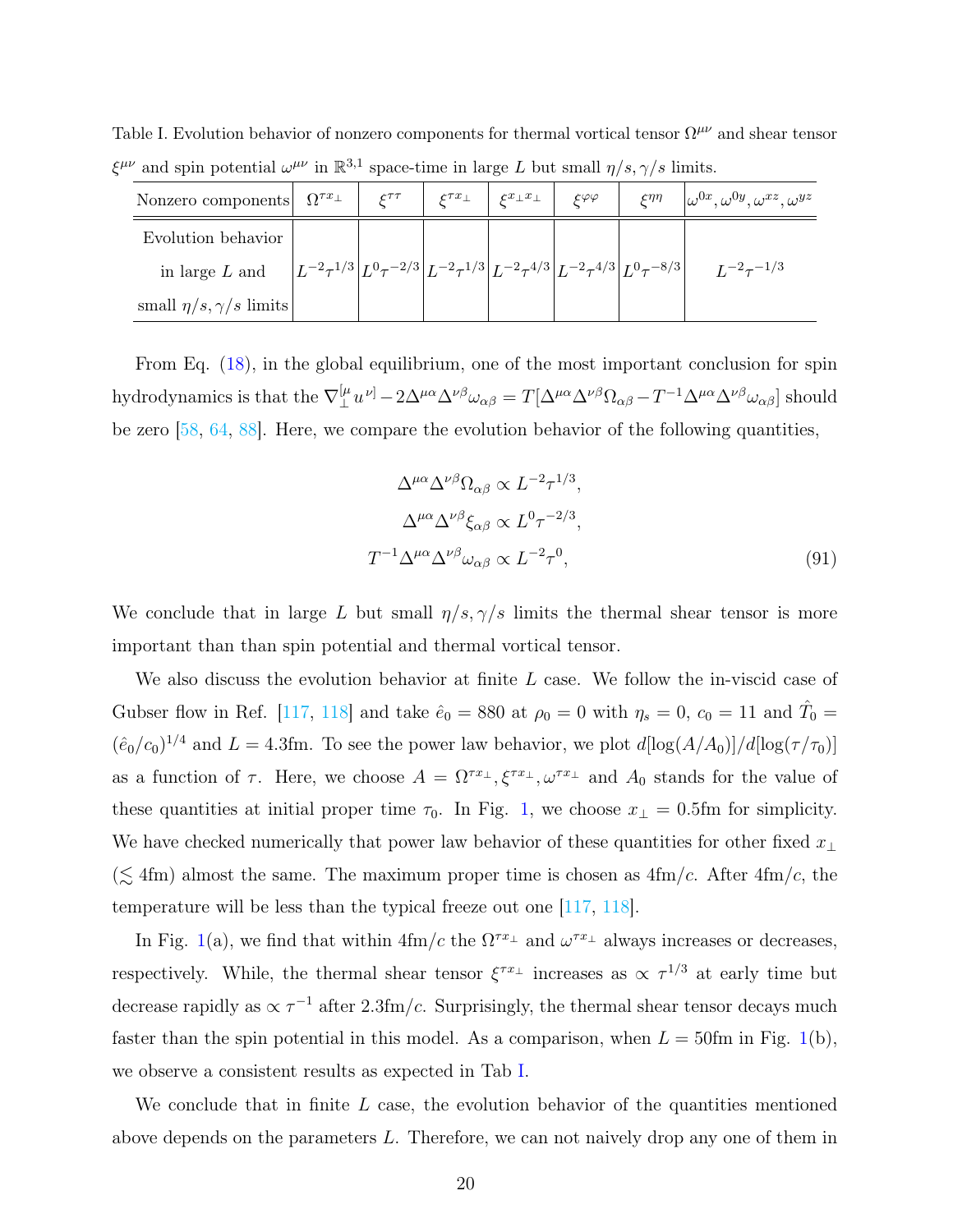Table I. Evolution behavior of nonzero components for thermal vortical tensor $\Omega^{\mu\nu}$ and shear tensor $\xi^{\mu\nu}$ and spin potential $\omega^{\mu\nu}$ in $\mathbb{R}^{3,1}$ space-time in large $L$ but small $\eta/s, \gamma/s$ limits.

| Nonzero components | $\Omega^{\tau x_\perp}$ | $\xi^{\tau\tau}$ | $\xi^{\tau x_\perp}$ | $\xi^{x_\perp x_\perp}$ | $\xi^{\varphi\varphi}$ | $\xi^{\eta\eta}$ | $\omega^{0x}, \omega^{0y}, \omega^{xz}, \omega^{yz}$ |
|---|---|---|---|---|---|---|---|
| Evolution behavior in large $L$ and small $\eta/s, \gamma/s$ limits | $L^{-2}\tau^{1/3}$ | $L^0\tau^{-2/3}$ | $L^{-2}\tau^{1/3}$ | $L^{-2}\tau^{4/3}$ | $L^{-2}\tau^{4/3}$ | $L^0\tau^{-8/3}$ | $L^{-2}\tau^{-1/3}$ |

From Eq. (18), in the global equilibrium, one of the most important conclusion for spin hydrodynamics is that the $\nabla_\perp^{[\mu}u^{\nu]} - 2\Delta^{\mu\alpha}\Delta^{\nu\beta}\omega_{\alpha\beta} = T[\Delta^{\mu\alpha}\Delta^{\nu\beta}\Omega_{\alpha\beta} - T^{-1}\Delta^{\mu\alpha}\Delta^{\nu\beta}\omega_{\alpha\beta}]$ should be zero [58, 64, 88]. Here, we compare the evolution behavior of the following quantities,

$$
\begin{aligned}
\Delta^{\mu\alpha}\Delta^{\nu\beta}\Omega_{\alpha\beta} &\propto L^{-2}\tau^{1/3}, \\
\Delta^{\mu\alpha}\Delta^{\nu\beta}\xi_{\alpha\beta} &\propto L^{0}\tau^{-2/3}, \\
T^{-1}\Delta^{\mu\alpha}\Delta^{\nu\beta}\omega_{\alpha\beta} &\propto L^{-2}\tau^{0},
\end{aligned}
\tag{91}
$$

We conclude that in large $L$ but small $\eta/s, \gamma/s$ limits the thermal shear tensor is more important than than spin potential and thermal vortical tensor.

We also discuss the evolution behavior at finite $L$ case. We follow the in-viscid case of Gubser flow in Ref. [117, 118] and take $\hat{e}_0 = 880$ at $\rho_0 = 0$ with $\eta_s = 0$, $c_0 = 11$ and $\hat{T}_0 = (\hat{e}_0/c_0)^{1/4}$ and $L = 4.3$fm. To see the power law behavior, we plot $d[\log(A/A_0)]/d[\log(\tau/\tau_0)]$ as a function of $\tau$. Here, we choose $A = \Omega^{\tau x_\perp}, \xi^{\tau x_\perp}, \omega^{\tau x_\perp}$ and $A_0$ stands for the value of these quantities at initial proper time $\tau_0$. In Fig. 1, we choose $x_\perp = 0.5$fm for simplicity. We have checked numerically that power law behavior of these quantities for other fixed $x_\perp$ ($\lesssim 4$fm) almost the same. The maximum proper time is chosen as 4fm/$c$. After 4fm/$c$, the temperature will be less than the typical freeze out one [117, 118].

In Fig. 1(a), we find that within 4fm/$c$ the $\Omega^{\tau x_\perp}$ and $\omega^{\tau x_\perp}$ always increases or decreases, respectively. While, the thermal shear tensor $\xi^{\tau x_\perp}$ increases as $\propto \tau^{1/3}$ at early time but decrease rapidly as $\propto \tau^{-1}$ after 2.3fm/$c$. Surprisingly, the thermal shear tensor decays much faster than the spin potential in this model. As a comparison, when $L = 50$fm in Fig. 1(b), we observe a consistent results as expected in Tab I.

We conclude that in finite $L$ case, the evolution behavior of the quantities mentioned above depends on the parameters $L$. Therefore, we can not naively drop any one of them in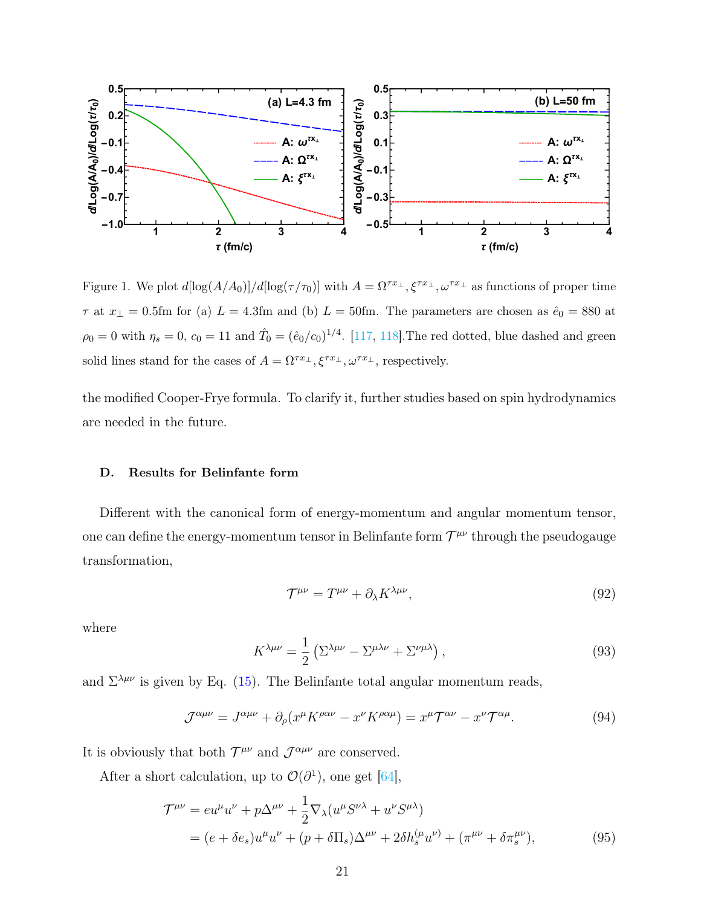Figure 1. We plot $d[\log(A/A_0)]/d[\log(\tau/\tau_0)]$ with $A = \Omega^{\tau x_\perp}, \xi^{\tau x_\perp}, \omega^{\tau x_\perp}$ as functions of proper time $\tau$ at $x_\perp = 0.5$fm for (a) $L = 4.3$fm and (b) $L = 50$fm. The parameters are chosen as $\hat{e}_0 = 880$ at $\rho_0 = 0$ with $\eta_s = 0$, $c_0 = 11$ and $\hat{T}_0 = (\hat{e}_0/c_0)^{1/4}$. [117, 118].The red dotted, blue dashed and green solid lines stand for the cases of $A = \Omega^{\tau x_\perp}, \xi^{\tau x_\perp}, \omega^{\tau x_\perp}$, respectively.

the modified Cooper-Frye formula. To clarify it, further studies based on spin hydrodynamics are needed in the future.

### D. Results for Belinfante form

Different with the canonical form of energy-momentum and angular momentum tensor, one can define the energy-momentum tensor in Belinfante form $\mathcal{T}^{\mu\nu}$ through the pseudogauge transformation,

$$\mathcal{T}^{\mu\nu} = T^{\mu\nu} + \partial_\lambda K^{\lambda\mu\nu}, \tag{92}$$

where

$$K^{\lambda\mu\nu} = \frac{1}{2}\left(\Sigma^{\lambda\mu\nu} - \Sigma^{\mu\lambda\nu} + \Sigma^{\nu\mu\lambda}\right), \tag{93}$$

and $\Sigma^{\lambda\mu\nu}$ is given by Eq. (15). The Belinfante total angular momentum reads,

$$\mathcal{J}^{\alpha\mu\nu} = J^{\alpha\mu\nu} + \partial_\rho(x^\mu K^{\rho\alpha\nu} - x^\nu K^{\rho\alpha\mu}) = x^\mu \mathcal{T}^{\alpha\nu} - x^\nu \mathcal{T}^{\alpha\mu}. \tag{94}$$

It is obviously that both $\mathcal{T}^{\mu\nu}$ and $\mathcal{J}^{\alpha\mu\nu}$ are conserved.

After a short calculation, up to $\mathcal{O}(\partial^1)$, one get [64],

$$\begin{aligned}\mathcal{T}^{\mu\nu} &= eu^\mu u^\nu + p\Delta^{\mu\nu} + \frac{1}{2}\nabla_\lambda(u^\mu S^{\nu\lambda} + u^\nu S^{\mu\lambda}) \\ &= (e + \delta e_s)u^\mu u^\nu + (p + \delta\Pi_s)\Delta^{\mu\nu} + 2\delta h_s^{(\mu}u^{\nu)} + (\pi^{\mu\nu} + \delta\pi_s^{\mu\nu}),\end{aligned} \tag{95}$$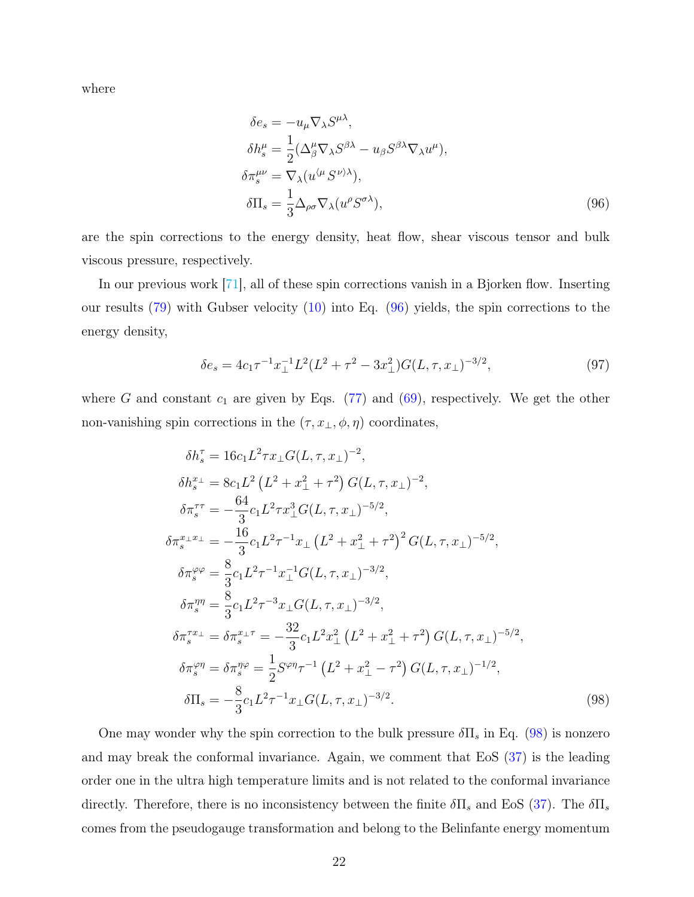where

$$
\begin{aligned}
\delta e_s &= -u_\mu \nabla_\lambda S^{\mu\lambda}, \\
\delta h_s^\mu &= \frac{1}{2}(\Delta_\beta^\mu \nabla_\lambda S^{\beta\lambda} - u_\beta S^{\beta\lambda}\nabla_\lambda u^\mu), \\
\delta \pi_s^{\mu\nu} &= \nabla_\lambda (u^{\langle\mu} S^{\nu\rangle\lambda}), \\
\delta \Pi_s &= \frac{1}{3}\Delta_{\rho\sigma}\nabla_\lambda (u^\rho S^{\sigma\lambda}),
\end{aligned}
\tag{96}
$$

are the spin corrections to the energy density, heat flow, shear viscous tensor and bulk viscous pressure, respectively.

In our previous work [71], all of these spin corrections vanish in a Bjorken flow. Inserting our results (79) with Gubser velocity (10) into Eq. (96) yields, the spin corrections to the energy density,

$$
\delta e_s = 4c_1 \tau^{-1} x_\perp^{-1} L^2 (L^2 + \tau^2 - 3x_\perp^2) G(L,\tau,x_\perp)^{-3/2},
\tag{97}
$$

where $G$ and constant $c_1$ are given by Eqs. (77) and (69), respectively. We get the other non-vanishing spin corrections in the $(\tau, x_\perp, \phi, \eta)$ coordinates,

$$
\begin{aligned}
\delta h_s^\tau &= 16 c_1 L^2 \tau x_\perp G(L,\tau,x_\perp)^{-2}, \\
\delta h_s^{x_\perp} &= 8 c_1 L^2 \left(L^2 + x_\perp^2 + \tau^2\right) G(L,\tau,x_\perp)^{-2}, \\
\delta \pi_s^{\tau\tau} &= -\frac{64}{3} c_1 L^2 \tau x_\perp^3 G(L,\tau,x_\perp)^{-5/2}, \\
\delta \pi_s^{x_\perp x_\perp} &= -\frac{16}{3} c_1 L^2 \tau^{-1} x_\perp \left(L^2 + x_\perp^2 + \tau^2\right)^2 G(L,\tau,x_\perp)^{-5/2}, \\
\delta \pi_s^{\varphi\varphi} &= \frac{8}{3} c_1 L^2 \tau^{-1} x_\perp^{-1} G(L,\tau,x_\perp)^{-3/2}, \\
\delta \pi_s^{\eta\eta} &= \frac{8}{3} c_1 L^2 \tau^{-3} x_\perp G(L,\tau,x_\perp)^{-3/2}, \\
\delta \pi_s^{\tau x_\perp} = \delta \pi_s^{x_\perp \tau} &= -\frac{32}{3} c_1 L^2 x_\perp^2 \left(L^2 + x_\perp^2 + \tau^2\right) G(L,\tau,x_\perp)^{-5/2}, \\
\delta \pi_s^{\varphi\eta} = \delta \pi_s^{\eta\varphi} &= \frac{1}{2} S^{\varphi\eta} \tau^{-1} \left(L^2 + x_\perp^2 - \tau^2\right) G(L,\tau,x_\perp)^{-1/2}, \\
\delta \Pi_s &= -\frac{8}{3} c_1 L^2 \tau^{-1} x_\perp G(L,\tau,x_\perp)^{-3/2}.
\end{aligned}
\tag{98}
$$

One may wonder why the spin correction to the bulk pressure $\delta\Pi_s$ in Eq. (98) is nonzero and may break the conformal invariance. Again, we comment that EoS (37) is the leading order one in the ultra high temperature limits and is not related to the conformal invariance directly. Therefore, there is no inconsistency between the finite $\delta\Pi_s$ and EoS (37). The $\delta\Pi_s$ comes from the pseudogauge transformation and belong to the Belinfante energy momentum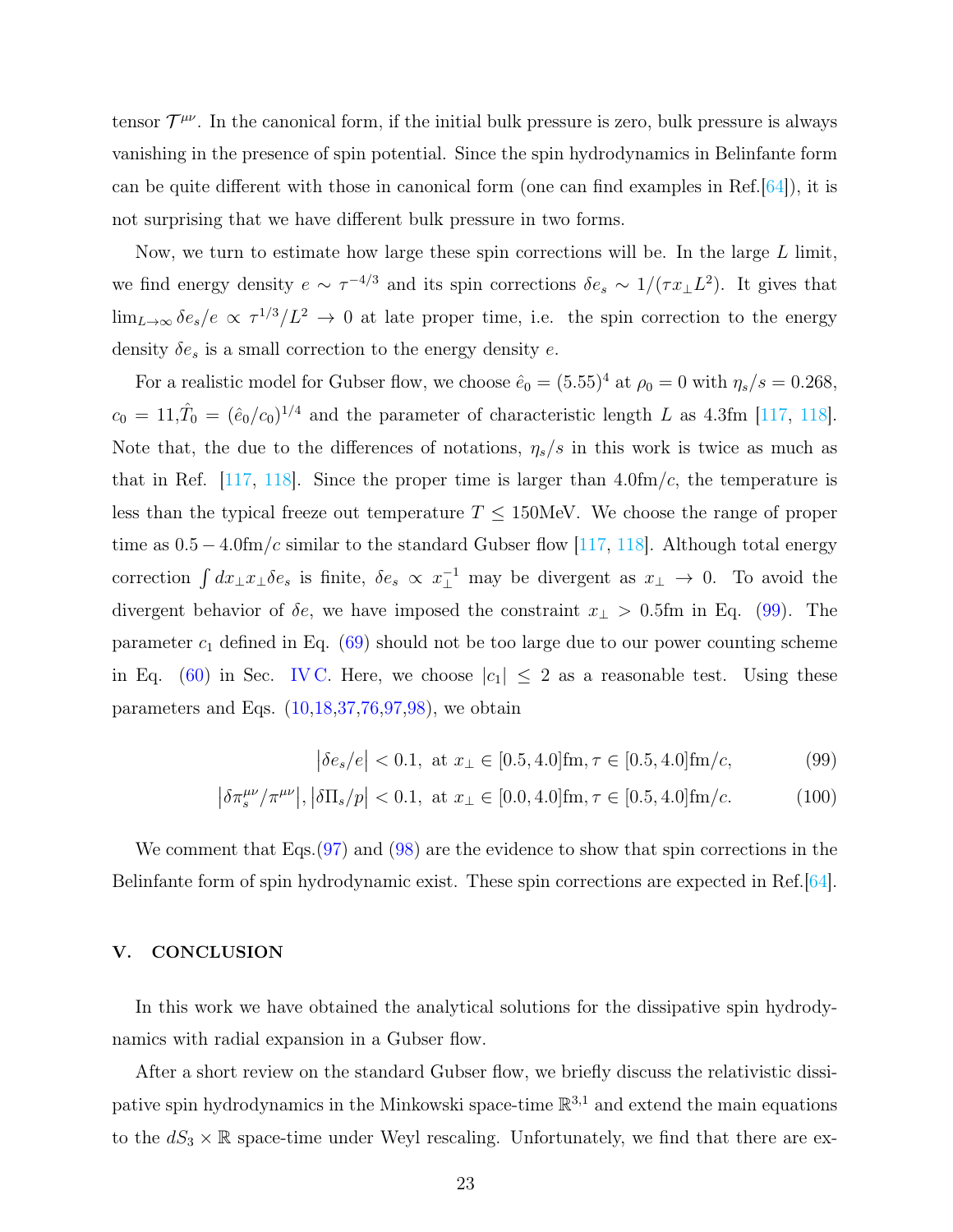tensor $\mathcal{T}^{\mu\nu}$. In the canonical form, if the initial bulk pressure is zero, bulk pressure is always vanishing in the presence of spin potential. Since the spin hydrodynamics in Belinfante form can be quite different with those in canonical form (one can find examples in Ref.[64]), it is not surprising that we have different bulk pressure in two forms.

Now, we turn to estimate how large these spin corrections will be. In the large $L$ limit, we find energy density $e \sim \tau^{-4/3}$ and its spin corrections $\delta e_s \sim 1/(\tau x_\perp L^2)$. It gives that $\lim_{L\to\infty} \delta e_s/e \propto \tau^{1/3}/L^2 \to 0$ at late proper time, i.e. the spin correction to the energy density $\delta e_s$ is a small correction to the energy density $e$.

For a realistic model for Gubser flow, we choose $\hat{e}_0 = (5.55)^4$ at $\rho_0 = 0$ with $\eta_s/s = 0.268$, $c_0 = 11$,$\hat{T}_0 = (\hat{e}_0/c_0)^{1/4}$ and the parameter of characteristic length $L$ as 4.3fm [117, 118]. Note that, the due to the differences of notations, $\eta_s/s$ in this work is twice as much as that in Ref. [117, 118]. Since the proper time is larger than 4.0fm/$c$, the temperature is less than the typical freeze out temperature $T \leq 150$MeV. We choose the range of proper time as $0.5 - 4.0$fm/$c$ similar to the standard Gubser flow [117, 118]. Although total energy correction $\int dx_\perp x_\perp \delta e_s$ is finite, $\delta e_s \propto x_\perp^{-1}$ may be divergent as $x_\perp \to 0$. To avoid the divergent behavior of $\delta e$, we have imposed the constraint $x_\perp > 0.5$fm in Eq. (99). The parameter $c_1$ defined in Eq. (69) should not be too large due to our power counting scheme in Eq. (60) in Sec. IV C. Here, we choose $|c_1| \leq 2$ as a reasonable test. Using these parameters and Eqs. (10,18,37,76,97,98), we obtain

$$\left|\delta e_s/e\right| < 0.1, \text{ at } x_\perp \in [0.5, 4.0]\text{fm}, \tau \in [0.5, 4.0]\text{fm}/c, \tag{99}$$

$$\left|\delta\pi_s^{\mu\nu}/\pi^{\mu\nu}\right|, \left|\delta\Pi_s/p\right| < 0.1, \text{ at } x_\perp \in [0.0, 4.0]\text{fm}, \tau \in [0.5, 4.0]\text{fm}/c. \tag{100}$$

We comment that Eqs.(97) and (98) are the evidence to show that spin corrections in the Belinfante form of spin hydrodynamic exist. These spin corrections are expected in Ref.[64].

## V. CONCLUSION

In this work we have obtained the analytical solutions for the dissipative spin hydrodynamics with radial expansion in a Gubser flow.

After a short review on the standard Gubser flow, we briefly discuss the relativistic dissipative spin hydrodynamics in the Minkowski space-time $\mathbb{R}^{3,1}$ and extend the main equations to the $dS_3 \times \mathbb{R}$ space-time under Weyl rescaling. Unfortunately, we find that there are ex-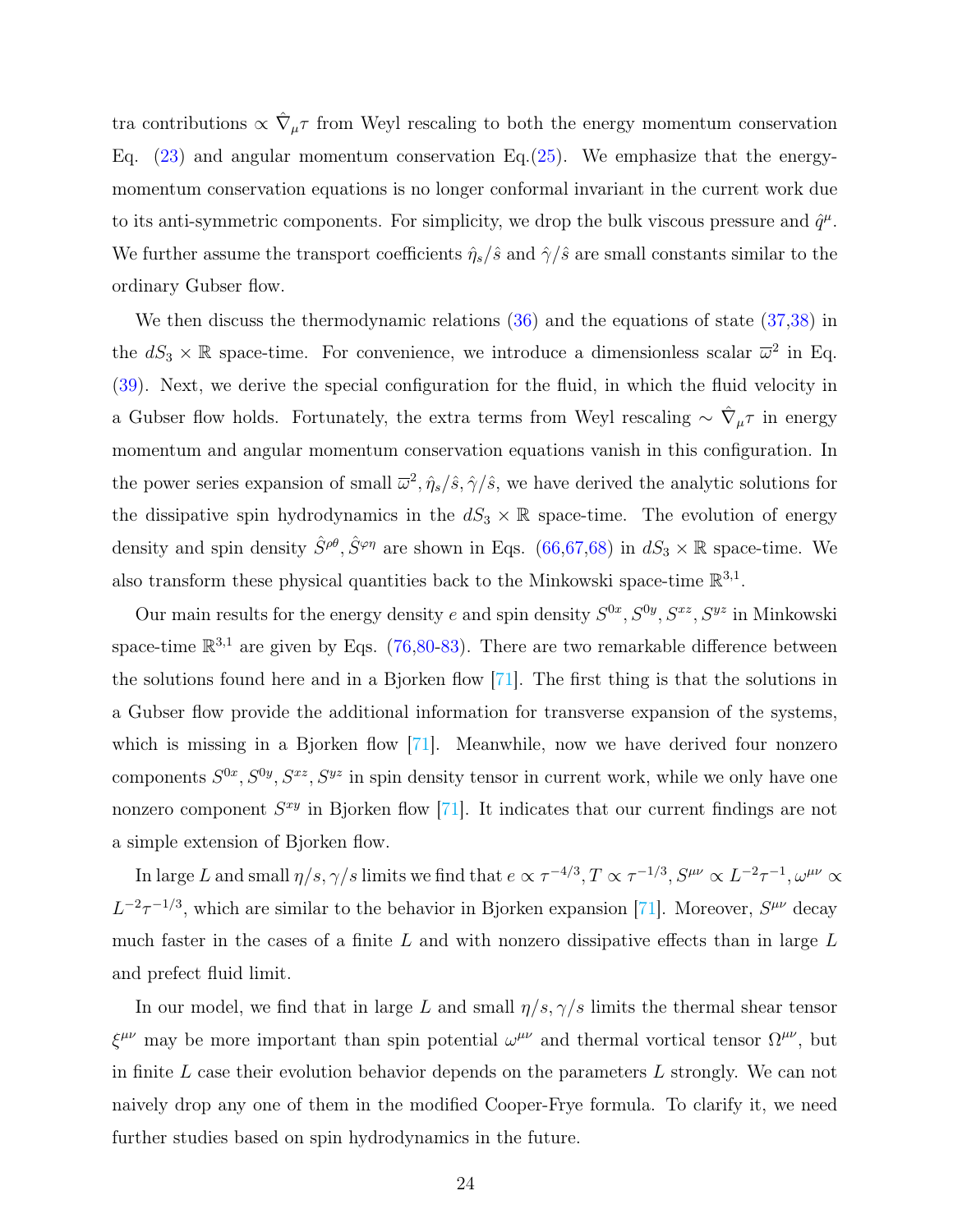tra contributions $\propto \hat{\nabla}_\mu \tau$ from Weyl rescaling to both the energy momentum conservation Eq. (23) and angular momentum conservation Eq.(25). We emphasize that the energy-momentum conservation equations is no longer conformal invariant in the current work due to its anti-symmetric components. For simplicity, we drop the bulk viscous pressure and $\hat{q}^\mu$. We further assume the transport coefficients $\hat{\eta}_s/\hat{s}$ and $\hat{\gamma}/\hat{s}$ are small constants similar to the ordinary Gubser flow.

We then discuss the thermodynamic relations (36) and the equations of state (37,38) in the $dS_3 \times \mathbb{R}$ space-time. For convenience, we introduce a dimensionless scalar $\overline{\omega}^2$ in Eq. (39). Next, we derive the special configuration for the fluid, in which the fluid velocity in a Gubser flow holds. Fortunately, the extra terms from Weyl rescaling $\sim \hat{\nabla}_\mu \tau$ in energy momentum and angular momentum conservation equations vanish in this configuration. In the power series expansion of small $\overline{\omega}^2, \hat{\eta}_s/\hat{s}, \hat{\gamma}/\hat{s}$, we have derived the analytic solutions for the dissipative spin hydrodynamics in the $dS_3 \times \mathbb{R}$ space-time. The evolution of energy density and spin density $\hat{S}^{\rho\theta}, \hat{S}^{\varphi\eta}$ are shown in Eqs. (66,67,68) in $dS_3 \times \mathbb{R}$ space-time. We also transform these physical quantities back to the Minkowski space-time $\mathbb{R}^{3,1}$.

Our main results for the energy density $e$ and spin density $S^{0x}, S^{0y}, S^{xz}, S^{yz}$ in Minkowski space-time $\mathbb{R}^{3,1}$ are given by Eqs. (76,80-83). There are two remarkable difference between the solutions found here and in a Bjorken flow [71]. The first thing is that the solutions in a Gubser flow provide the additional information for transverse expansion of the systems, which is missing in a Bjorken flow [71]. Meanwhile, now we have derived four nonzero components $S^{0x}, S^{0y}, S^{xz}, S^{yz}$ in spin density tensor in current work, while we only have one nonzero component $S^{xy}$ in Bjorken flow [71]. It indicates that our current findings are not a simple extension of Bjorken flow.

In large $L$ and small $\eta/s, \gamma/s$ limits we find that $e \propto \tau^{-4/3}, T \propto \tau^{-1/3}, S^{\mu\nu} \propto L^{-2}\tau^{-1}, \omega^{\mu\nu} \propto L^{-2}\tau^{-1/3}$, which are similar to the behavior in Bjorken expansion [71]. Moreover, $S^{\mu\nu}$ decay much faster in the cases of a finite $L$ and with nonzero dissipative effects than in large $L$ and prefect fluid limit.

In our model, we find that in large $L$ and small $\eta/s, \gamma/s$ limits the thermal shear tensor $\xi^{\mu\nu}$ may be more important than spin potential $\omega^{\mu\nu}$ and thermal vortical tensor $\Omega^{\mu\nu}$, but in finite $L$ case their evolution behavior depends on the parameters $L$ strongly. We can not naively drop any one of them in the modified Cooper-Frye formula. To clarify it, we need further studies based on spin hydrodynamics in the future.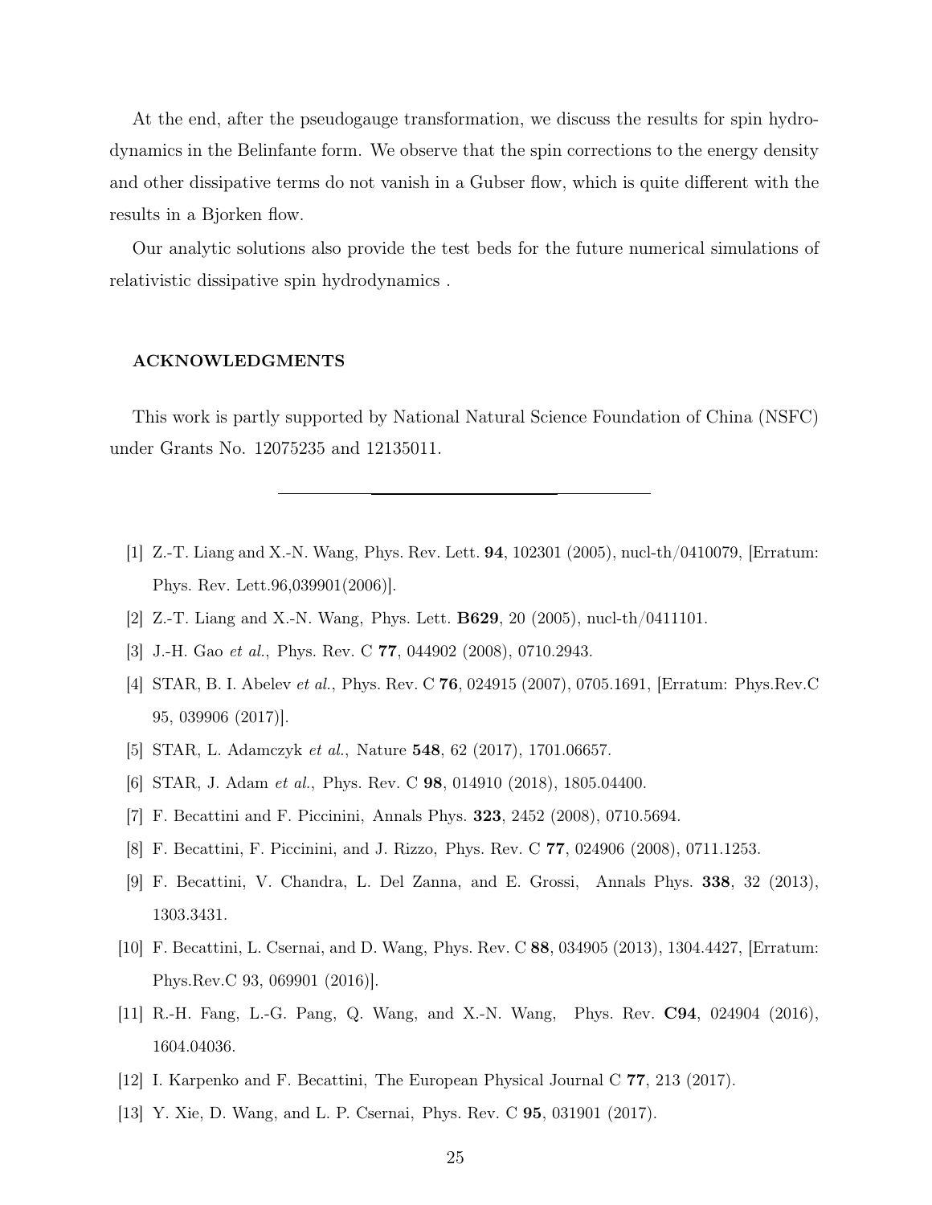At the end, after the pseudogauge transformation, we discuss the results for spin hydrodynamics in the Belinfante form. We observe that the spin corrections to the energy density and other dissipative terms do not vanish in a Gubser flow, which is quite different with the results in a Bjorken flow.

Our analytic solutions also provide the test beds for the future numerical simulations of relativistic dissipative spin hydrodynamics .

## ACKNOWLEDGMENTS

This work is partly supported by National Natural Science Foundation of China (NSFC) under Grants No. 12075235 and 12135011.

---

[1] Z.-T. Liang and X.-N. Wang, Phys. Rev. Lett. **94**, 102301 (2005), nucl-th/0410079, [Erratum: Phys. Rev. Lett.96,039901(2006)].

[2] Z.-T. Liang and X.-N. Wang, Phys. Lett. **B629**, 20 (2005), nucl-th/0411101.

[3] J.-H. Gao *et al.*, Phys. Rev. C **77**, 044902 (2008), 0710.2943.

[4] STAR, B. I. Abelev *et al.*, Phys. Rev. C **76**, 024915 (2007), 0705.1691, [Erratum: Phys.Rev.C 95, 039906 (2017)].

[5] STAR, L. Adamczyk *et al.*, Nature **548**, 62 (2017), 1701.06657.

[6] STAR, J. Adam *et al.*, Phys. Rev. C **98**, 014910 (2018), 1805.04400.

[7] F. Becattini and F. Piccinini, Annals Phys. **323**, 2452 (2008), 0710.5694.

[8] F. Becattini, F. Piccinini, and J. Rizzo, Phys. Rev. C **77**, 024906 (2008), 0711.1253.

[9] F. Becattini, V. Chandra, L. Del Zanna, and E. Grossi, Annals Phys. **338**, 32 (2013), 1303.3431.

[10] F. Becattini, L. Csernai, and D. Wang, Phys. Rev. C **88**, 034905 (2013), 1304.4427, [Erratum: Phys.Rev.C 93, 069901 (2016)].

[11] R.-H. Fang, L.-G. Pang, Q. Wang, and X.-N. Wang, Phys. Rev. **C94**, 024904 (2016), 1604.04036.

[12] I. Karpenko and F. Becattini, The European Physical Journal C **77**, 213 (2017).

[13] Y. Xie, D. Wang, and L. P. Csernai, Phys. Rev. C **95**, 031901 (2017).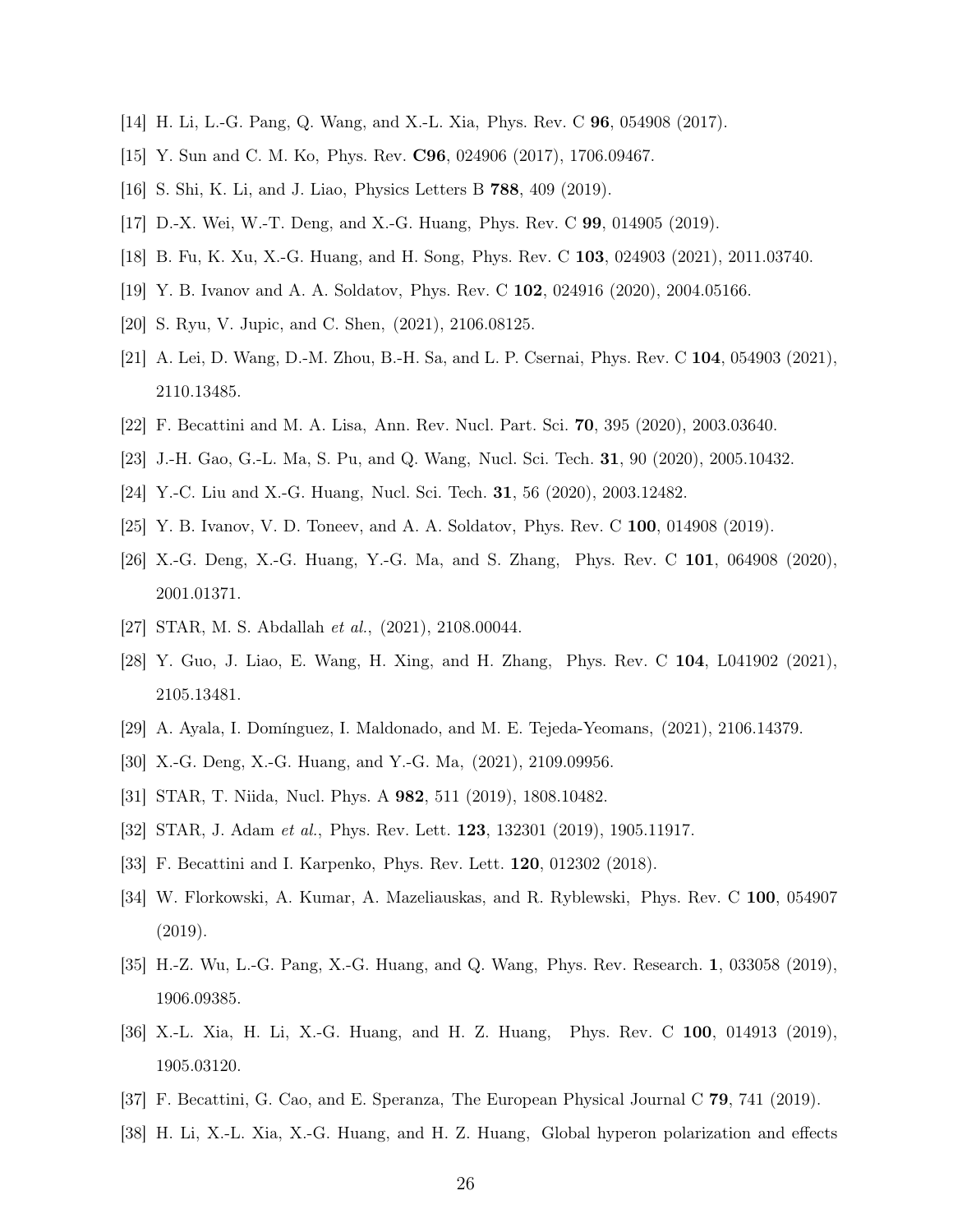[14] H. Li, L.-G. Pang, Q. Wang, and X.-L. Xia, Phys. Rev. C **96**, 054908 (2017).

[15] Y. Sun and C. M. Ko, Phys. Rev. **C96**, 024906 (2017), 1706.09467.

[16] S. Shi, K. Li, and J. Liao, Physics Letters B **788**, 409 (2019).

[17] D.-X. Wei, W.-T. Deng, and X.-G. Huang, Phys. Rev. C **99**, 014905 (2019).

[18] B. Fu, K. Xu, X.-G. Huang, and H. Song, Phys. Rev. C **103**, 024903 (2021), 2011.03740.

[19] Y. B. Ivanov and A. A. Soldatov, Phys. Rev. C **102**, 024916 (2020), 2004.05166.

[20] S. Ryu, V. Jupic, and C. Shen, (2021), 2106.08125.

[21] A. Lei, D. Wang, D.-M. Zhou, B.-H. Sa, and L. P. Csernai, Phys. Rev. C **104**, 054903 (2021), 2110.13485.

[22] F. Becattini and M. A. Lisa, Ann. Rev. Nucl. Part. Sci. **70**, 395 (2020), 2003.03640.

[23] J.-H. Gao, G.-L. Ma, S. Pu, and Q. Wang, Nucl. Sci. Tech. **31**, 90 (2020), 2005.10432.

[24] Y.-C. Liu and X.-G. Huang, Nucl. Sci. Tech. **31**, 56 (2020), 2003.12482.

[25] Y. B. Ivanov, V. D. Toneev, and A. A. Soldatov, Phys. Rev. C **100**, 014908 (2019).

[26] X.-G. Deng, X.-G. Huang, Y.-G. Ma, and S. Zhang, Phys. Rev. C **101**, 064908 (2020), 2001.01371.

[27] STAR, M. S. Abdallah *et al.*, (2021), 2108.00044.

[28] Y. Guo, J. Liao, E. Wang, H. Xing, and H. Zhang, Phys. Rev. C **104**, L041902 (2021), 2105.13481.

[29] A. Ayala, I. Domínguez, I. Maldonado, and M. E. Tejeda-Yeomans, (2021), 2106.14379.

[30] X.-G. Deng, X.-G. Huang, and Y.-G. Ma, (2021), 2109.09956.

[31] STAR, T. Niida, Nucl. Phys. A **982**, 511 (2019), 1808.10482.

[32] STAR, J. Adam *et al.*, Phys. Rev. Lett. **123**, 132301 (2019), 1905.11917.

[33] F. Becattini and I. Karpenko, Phys. Rev. Lett. **120**, 012302 (2018).

[34] W. Florkowski, A. Kumar, A. Mazeliauskas, and R. Ryblewski, Phys. Rev. C **100**, 054907 (2019).

[35] H.-Z. Wu, L.-G. Pang, X.-G. Huang, and Q. Wang, Phys. Rev. Research. **1**, 033058 (2019), 1906.09385.

[36] X.-L. Xia, H. Li, X.-G. Huang, and H. Z. Huang, Phys. Rev. C **100**, 014913 (2019), 1905.03120.

[37] F. Becattini, G. Cao, and E. Speranza, The European Physical Journal C **79**, 741 (2019).

[38] H. Li, X.-L. Xia, X.-G. Huang, and H. Z. Huang, Global hyperon polarization and effects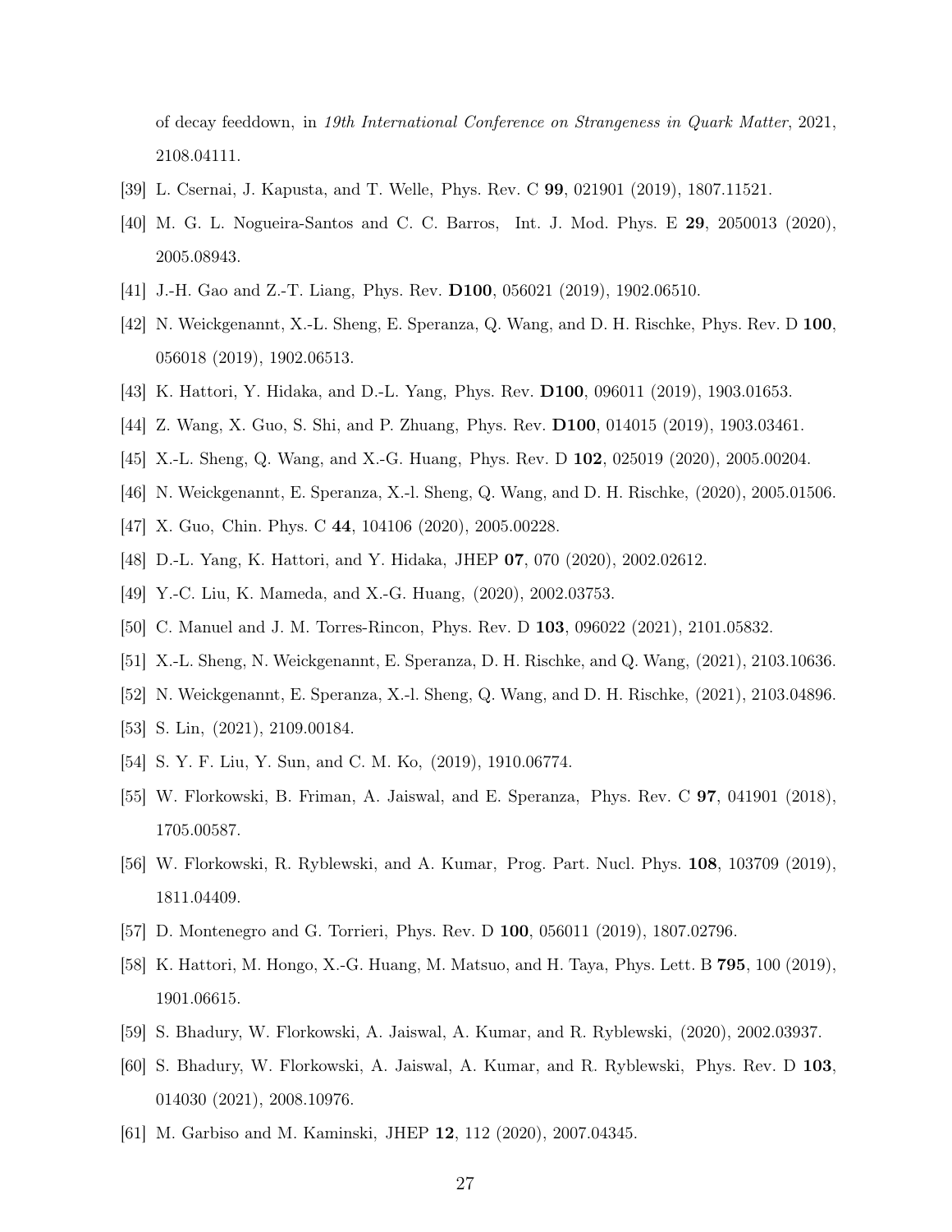of decay feeddown, in *19th International Conference on Strangeness in Quark Matter*, 2021, 2108.04111.

[39] L. Csernai, J. Kapusta, and T. Welle, Phys. Rev. C **99**, 021901 (2019), 1807.11521.

[40] M. G. L. Nogueira-Santos and C. C. Barros, Int. J. Mod. Phys. E **29**, 2050013 (2020), 2005.08943.

[41] J.-H. Gao and Z.-T. Liang, Phys. Rev. **D100**, 056021 (2019), 1902.06510.

[42] N. Weickgenannt, X.-L. Sheng, E. Speranza, Q. Wang, and D. H. Rischke, Phys. Rev. D **100**, 056018 (2019), 1902.06513.

[43] K. Hattori, Y. Hidaka, and D.-L. Yang, Phys. Rev. **D100**, 096011 (2019), 1903.01653.

[44] Z. Wang, X. Guo, S. Shi, and P. Zhuang, Phys. Rev. **D100**, 014015 (2019), 1903.03461.

[45] X.-L. Sheng, Q. Wang, and X.-G. Huang, Phys. Rev. D **102**, 025019 (2020), 2005.00204.

[46] N. Weickgenannt, E. Speranza, X.-l. Sheng, Q. Wang, and D. H. Rischke, (2020), 2005.01506.

[47] X. Guo, Chin. Phys. C **44**, 104106 (2020), 2005.00228.

[48] D.-L. Yang, K. Hattori, and Y. Hidaka, JHEP **07**, 070 (2020), 2002.02612.

[49] Y.-C. Liu, K. Mameda, and X.-G. Huang, (2020), 2002.03753.

[50] C. Manuel and J. M. Torres-Rincon, Phys. Rev. D **103**, 096022 (2021), 2101.05832.

[51] X.-L. Sheng, N. Weickgenannt, E. Speranza, D. H. Rischke, and Q. Wang, (2021), 2103.10636.

[52] N. Weickgenannt, E. Speranza, X.-l. Sheng, Q. Wang, and D. H. Rischke, (2021), 2103.04896.

[53] S. Lin, (2021), 2109.00184.

[54] S. Y. F. Liu, Y. Sun, and C. M. Ko, (2019), 1910.06774.

[55] W. Florkowski, B. Friman, A. Jaiswal, and E. Speranza, Phys. Rev. C **97**, 041901 (2018), 1705.00587.

[56] W. Florkowski, R. Ryblewski, and A. Kumar, Prog. Part. Nucl. Phys. **108**, 103709 (2019), 1811.04409.

[57] D. Montenegro and G. Torrieri, Phys. Rev. D **100**, 056011 (2019), 1807.02796.

[58] K. Hattori, M. Hongo, X.-G. Huang, M. Matsuo, and H. Taya, Phys. Lett. B **795**, 100 (2019), 1901.06615.

[59] S. Bhadury, W. Florkowski, A. Jaiswal, A. Kumar, and R. Ryblewski, (2020), 2002.03937.

[60] S. Bhadury, W. Florkowski, A. Jaiswal, A. Kumar, and R. Ryblewski, Phys. Rev. D **103**, 014030 (2021), 2008.10976.

[61] M. Garbiso and M. Kaminski, JHEP **12**, 112 (2020), 2007.04345.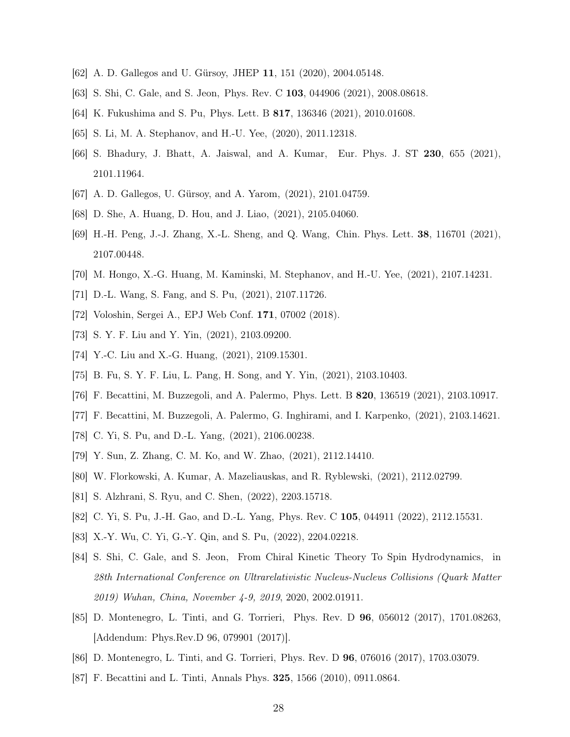[62] A. D. Gallegos and U. Gürsoy, JHEP **11**, 151 (2020), 2004.05148.

[63] S. Shi, C. Gale, and S. Jeon, Phys. Rev. C **103**, 044906 (2021), 2008.08618.

[64] K. Fukushima and S. Pu, Phys. Lett. B **817**, 136346 (2021), 2010.01608.

[65] S. Li, M. A. Stephanov, and H.-U. Yee, (2020), 2011.12318.

[66] S. Bhadury, J. Bhatt, A. Jaiswal, and A. Kumar, Eur. Phys. J. ST **230**, 655 (2021), 2101.11964.

[67] A. D. Gallegos, U. Gürsoy, and A. Yarom, (2021), 2101.04759.

[68] D. She, A. Huang, D. Hou, and J. Liao, (2021), 2105.04060.

[69] H.-H. Peng, J.-J. Zhang, X.-L. Sheng, and Q. Wang, Chin. Phys. Lett. **38**, 116701 (2021), 2107.00448.

[70] M. Hongo, X.-G. Huang, M. Kaminski, M. Stephanov, and H.-U. Yee, (2021), 2107.14231.

[71] D.-L. Wang, S. Fang, and S. Pu, (2021), 2107.11726.

[72] Voloshin, Sergei A., EPJ Web Conf. **171**, 07002 (2018).

[73] S. Y. F. Liu and Y. Yin, (2021), 2103.09200.

[74] Y.-C. Liu and X.-G. Huang, (2021), 2109.15301.

[75] B. Fu, S. Y. F. Liu, L. Pang, H. Song, and Y. Yin, (2021), 2103.10403.

[76] F. Becattini, M. Buzzegoli, and A. Palermo, Phys. Lett. B **820**, 136519 (2021), 2103.10917.

[77] F. Becattini, M. Buzzegoli, A. Palermo, G. Inghirami, and I. Karpenko, (2021), 2103.14621.

[78] C. Yi, S. Pu, and D.-L. Yang, (2021), 2106.00238.

[79] Y. Sun, Z. Zhang, C. M. Ko, and W. Zhao, (2021), 2112.14410.

[80] W. Florkowski, A. Kumar, A. Mazeliauskas, and R. Ryblewski, (2021), 2112.02799.

[81] S. Alzhrani, S. Ryu, and C. Shen, (2022), 2203.15718.

[82] C. Yi, S. Pu, J.-H. Gao, and D.-L. Yang, Phys. Rev. C **105**, 044911 (2022), 2112.15531.

[83] X.-Y. Wu, C. Yi, G.-Y. Qin, and S. Pu, (2022), 2204.02218.

[84] S. Shi, C. Gale, and S. Jeon, From Chiral Kinetic Theory To Spin Hydrodynamics, in *28th International Conference on Ultrarelativistic Nucleus-Nucleus Collisions (Quark Matter 2019) Wuhan, China, November 4-9, 2019*, 2020, 2002.01911.

[85] D. Montenegro, L. Tinti, and G. Torrieri, Phys. Rev. D **96**, 056012 (2017), 1701.08263, [Addendum: Phys.Rev.D 96, 079901 (2017)].

[86] D. Montenegro, L. Tinti, and G. Torrieri, Phys. Rev. D **96**, 076016 (2017), 1703.03079.

[87] F. Becattini and L. Tinti, Annals Phys. **325**, 1566 (2010), 0911.0864.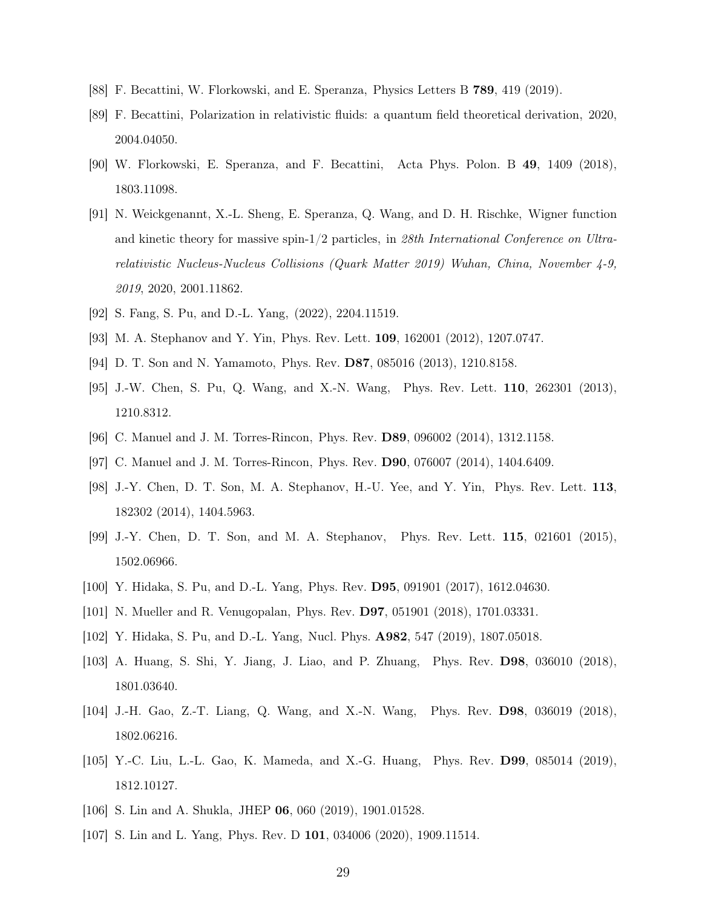[88] F. Becattini, W. Florkowski, and E. Speranza, Physics Letters B **789**, 419 (2019).

[89] F. Becattini, Polarization in relativistic fluids: a quantum field theoretical derivation, 2020, 2004.04050.

[90] W. Florkowski, E. Speranza, and F. Becattini, Acta Phys. Polon. B **49**, 1409 (2018), 1803.11098.

[91] N. Weickgenannt, X.-L. Sheng, E. Speranza, Q. Wang, and D. H. Rischke, Wigner function and kinetic theory for massive spin-1/2 particles, in *28th International Conference on Ultra-relativistic Nucleus-Nucleus Collisions (Quark Matter 2019) Wuhan, China, November 4-9, 2019*, 2020, 2001.11862.

[92] S. Fang, S. Pu, and D.-L. Yang, (2022), 2204.11519.

[93] M. A. Stephanov and Y. Yin, Phys. Rev. Lett. **109**, 162001 (2012), 1207.0747.

[94] D. T. Son and N. Yamamoto, Phys. Rev. **D87**, 085016 (2013), 1210.8158.

[95] J.-W. Chen, S. Pu, Q. Wang, and X.-N. Wang, Phys. Rev. Lett. **110**, 262301 (2013), 1210.8312.

[96] C. Manuel and J. M. Torres-Rincon, Phys. Rev. **D89**, 096002 (2014), 1312.1158.

[97] C. Manuel and J. M. Torres-Rincon, Phys. Rev. **D90**, 076007 (2014), 1404.6409.

[98] J.-Y. Chen, D. T. Son, M. A. Stephanov, H.-U. Yee, and Y. Yin, Phys. Rev. Lett. **113**, 182302 (2014), 1404.5963.

[99] J.-Y. Chen, D. T. Son, and M. A. Stephanov, Phys. Rev. Lett. **115**, 021601 (2015), 1502.06966.

[100] Y. Hidaka, S. Pu, and D.-L. Yang, Phys. Rev. **D95**, 091901 (2017), 1612.04630.

[101] N. Mueller and R. Venugopalan, Phys. Rev. **D97**, 051901 (2018), 1701.03331.

[102] Y. Hidaka, S. Pu, and D.-L. Yang, Nucl. Phys. **A982**, 547 (2019), 1807.05018.

[103] A. Huang, S. Shi, Y. Jiang, J. Liao, and P. Zhuang, Phys. Rev. **D98**, 036010 (2018), 1801.03640.

[104] J.-H. Gao, Z.-T. Liang, Q. Wang, and X.-N. Wang, Phys. Rev. **D98**, 036019 (2018), 1802.06216.

[105] Y.-C. Liu, L.-L. Gao, K. Mameda, and X.-G. Huang, Phys. Rev. **D99**, 085014 (2019), 1812.10127.

[106] S. Lin and A. Shukla, JHEP **06**, 060 (2019), 1901.01528.

[107] S. Lin and L. Yang, Phys. Rev. D **101**, 034006 (2020), 1909.11514.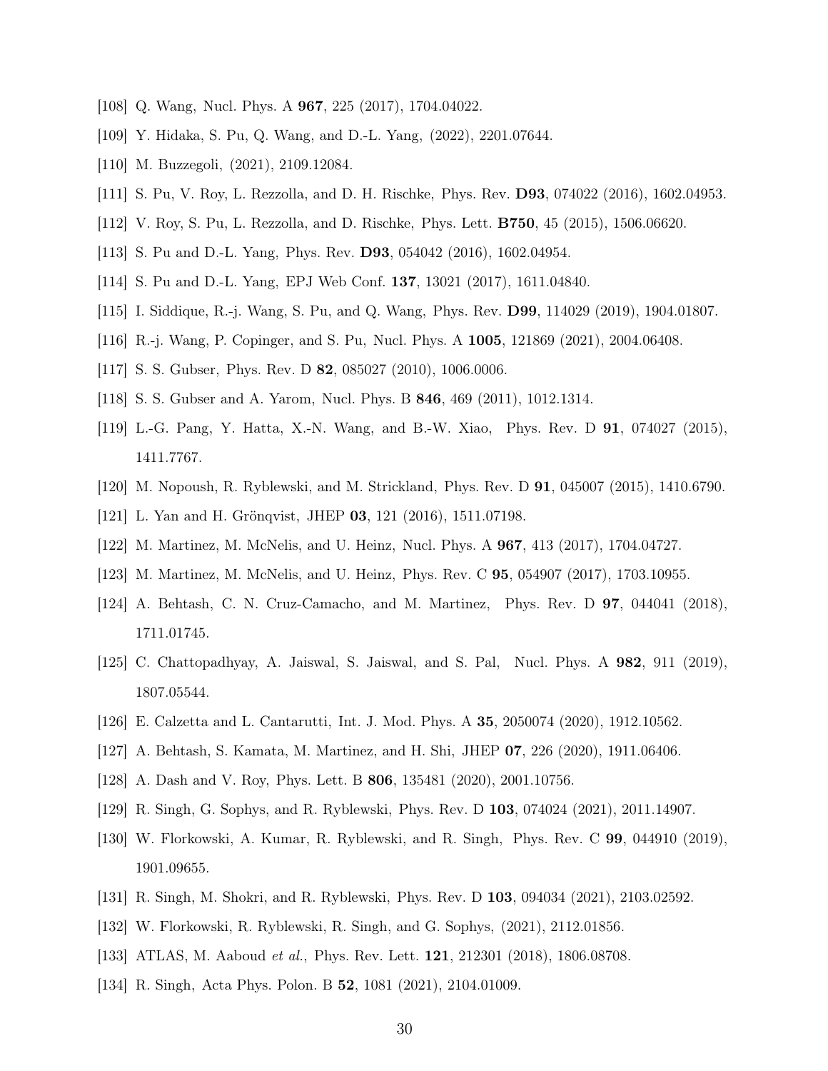[108] Q. Wang, Nucl. Phys. A **967**, 225 (2017), 1704.04022.

[109] Y. Hidaka, S. Pu, Q. Wang, and D.-L. Yang, (2022), 2201.07644.

[110] M. Buzzegoli, (2021), 2109.12084.

[111] S. Pu, V. Roy, L. Rezzolla, and D. H. Rischke, Phys. Rev. **D93**, 074022 (2016), 1602.04953.

[112] V. Roy, S. Pu, L. Rezzolla, and D. Rischke, Phys. Lett. **B750**, 45 (2015), 1506.06620.

[113] S. Pu and D.-L. Yang, Phys. Rev. **D93**, 054042 (2016), 1602.04954.

[114] S. Pu and D.-L. Yang, EPJ Web Conf. **137**, 13021 (2017), 1611.04840.

[115] I. Siddique, R.-j. Wang, S. Pu, and Q. Wang, Phys. Rev. **D99**, 114029 (2019), 1904.01807.

[116] R.-j. Wang, P. Copinger, and S. Pu, Nucl. Phys. A **1005**, 121869 (2021), 2004.06408.

[117] S. S. Gubser, Phys. Rev. D **82**, 085027 (2010), 1006.0006.

[118] S. S. Gubser and A. Yarom, Nucl. Phys. B **846**, 469 (2011), 1012.1314.

[119] L.-G. Pang, Y. Hatta, X.-N. Wang, and B.-W. Xiao, Phys. Rev. D **91**, 074027 (2015), 1411.7767.

[120] M. Nopoush, R. Ryblewski, and M. Strickland, Phys. Rev. D **91**, 045007 (2015), 1410.6790.

[121] L. Yan and H. Grönqvist, JHEP **03**, 121 (2016), 1511.07198.

[122] M. Martinez, M. McNelis, and U. Heinz, Nucl. Phys. A **967**, 413 (2017), 1704.04727.

[123] M. Martinez, M. McNelis, and U. Heinz, Phys. Rev. C **95**, 054907 (2017), 1703.10955.

[124] A. Behtash, C. N. Cruz-Camacho, and M. Martinez, Phys. Rev. D **97**, 044041 (2018), 1711.01745.

[125] C. Chattopadhyay, A. Jaiswal, S. Jaiswal, and S. Pal, Nucl. Phys. A **982**, 911 (2019), 1807.05544.

[126] E. Calzetta and L. Cantarutti, Int. J. Mod. Phys. A **35**, 2050074 (2020), 1912.10562.

[127] A. Behtash, S. Kamata, M. Martinez, and H. Shi, JHEP **07**, 226 (2020), 1911.06406.

[128] A. Dash and V. Roy, Phys. Lett. B **806**, 135481 (2020), 2001.10756.

[129] R. Singh, G. Sophys, and R. Ryblewski, Phys. Rev. D **103**, 074024 (2021), 2011.14907.

[130] W. Florkowski, A. Kumar, R. Ryblewski, and R. Singh, Phys. Rev. C **99**, 044910 (2019), 1901.09655.

[131] R. Singh, M. Shokri, and R. Ryblewski, Phys. Rev. D **103**, 094034 (2021), 2103.02592.

[132] W. Florkowski, R. Ryblewski, R. Singh, and G. Sophys, (2021), 2112.01856.

[133] ATLAS, M. Aaboud *et al.*, Phys. Rev. Lett. **121**, 212301 (2018), 1806.08708.

[134] R. Singh, Acta Phys. Polon. B **52**, 1081 (2021), 2104.01009.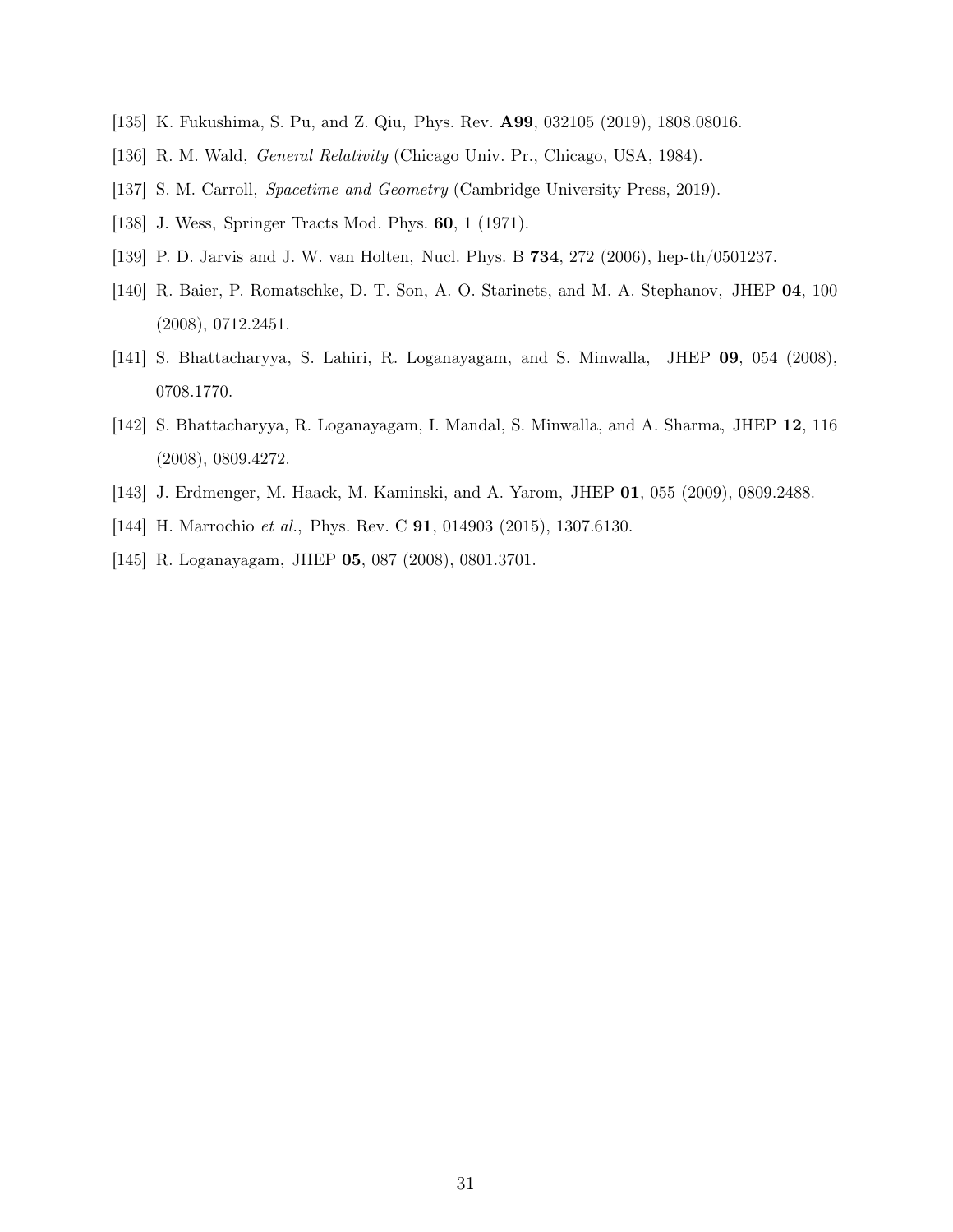[135] K. Fukushima, S. Pu, and Z. Qiu, Phys. Rev. **A99**, 032105 (2019), 1808.08016.

[136] R. M. Wald, *General Relativity* (Chicago Univ. Pr., Chicago, USA, 1984).

[137] S. M. Carroll, *Spacetime and Geometry* (Cambridge University Press, 2019).

[138] J. Wess, Springer Tracts Mod. Phys. **60**, 1 (1971).

[139] P. D. Jarvis and J. W. van Holten, Nucl. Phys. B **734**, 272 (2006), hep-th/0501237.

[140] R. Baier, P. Romatschke, D. T. Son, A. O. Starinets, and M. A. Stephanov, JHEP **04**, 100 (2008), 0712.2451.

[141] S. Bhattacharyya, S. Lahiri, R. Loganayagam, and S. Minwalla, JHEP **09**, 054 (2008), 0708.1770.

[142] S. Bhattacharyya, R. Loganayagam, I. Mandal, S. Minwalla, and A. Sharma, JHEP **12**, 116 (2008), 0809.4272.

[143] J. Erdmenger, M. Haack, M. Kaminski, and A. Yarom, JHEP **01**, 055 (2009), 0809.2488.

[144] H. Marrochio *et al.*, Phys. Rev. C **91**, 014903 (2015), 1307.6130.

[145] R. Loganayagam, JHEP **05**, 087 (2008), 0801.3701.